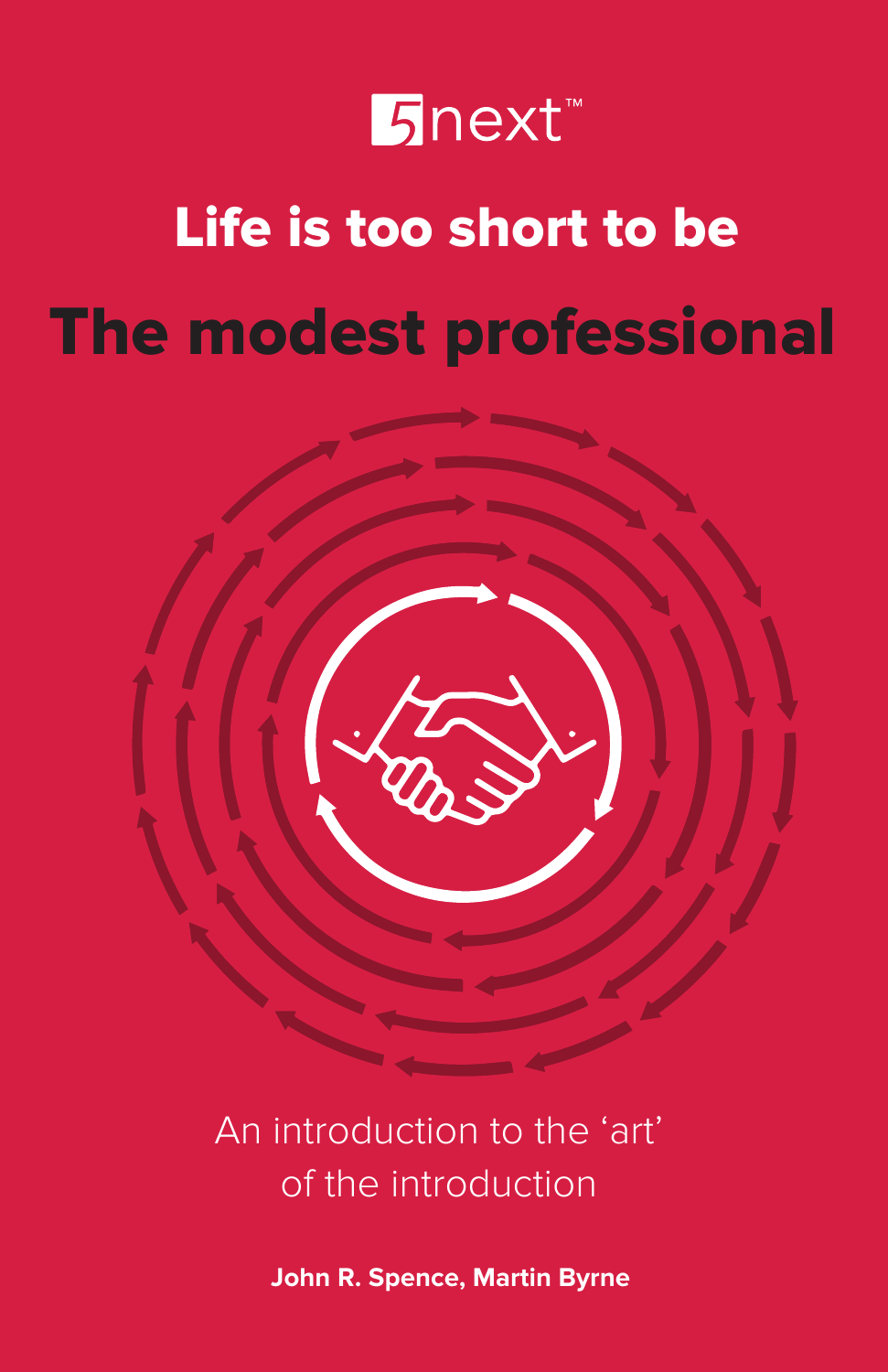5next™

# Life is too short to be

# The modest professional

An introduction to the 'art' of the introduction

**John R. Spence, Martin Byrne**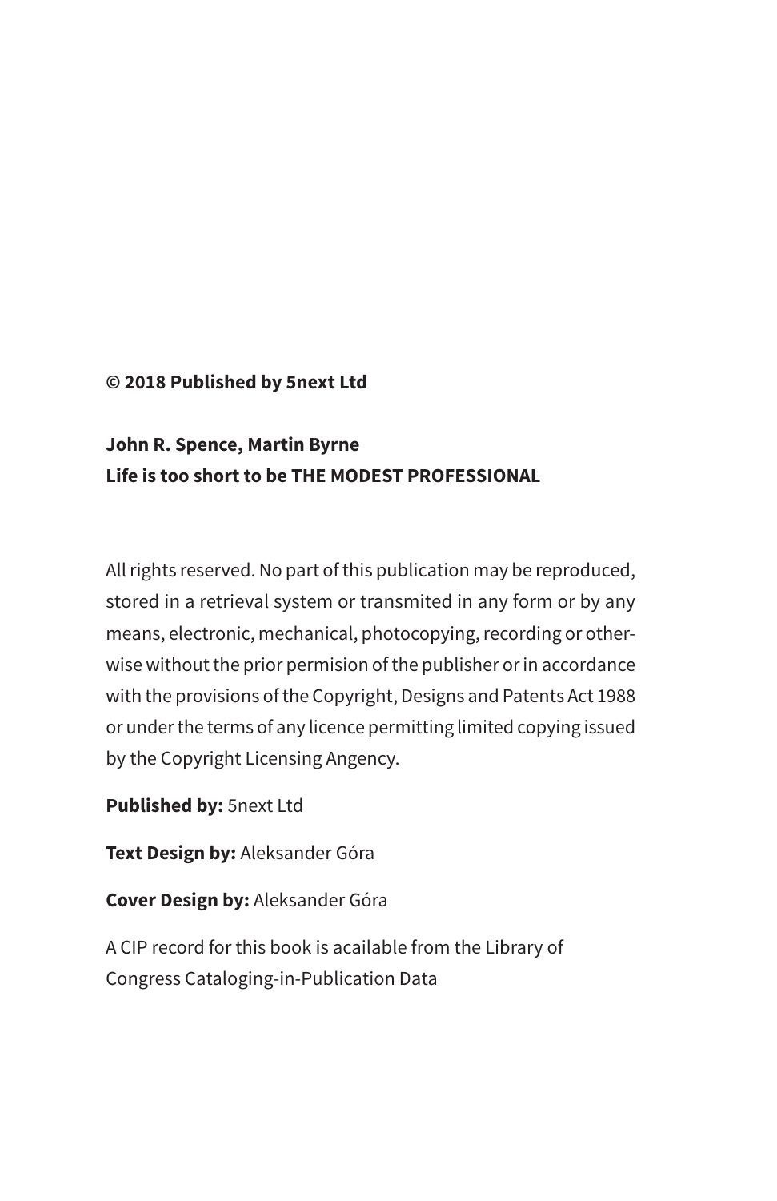**© 2018 Published by 5next Ltd**

**John R. Spence, Martin Byrne**
**Life is too short to be THE MODEST PROFESSIONAL**

All rights reserved. No part of this publication may be reproduced, stored in a retrieval system or transmited in any form or by any means, electronic, mechanical, photocopying, recording or otherwise without the prior permision of the publisher or in accordance with the provisions of the Copyright, Designs and Patents Act 1988 or under the terms of any licence permitting limited copying issued by the Copyright Licensing Angency.

**Published by:** 5next Ltd

**Text Design by:** Aleksander Góra

**Cover Design by:** Aleksander Góra

A CIP record for this book is acailable from the Library of Congress Cataloging-in-Publication Data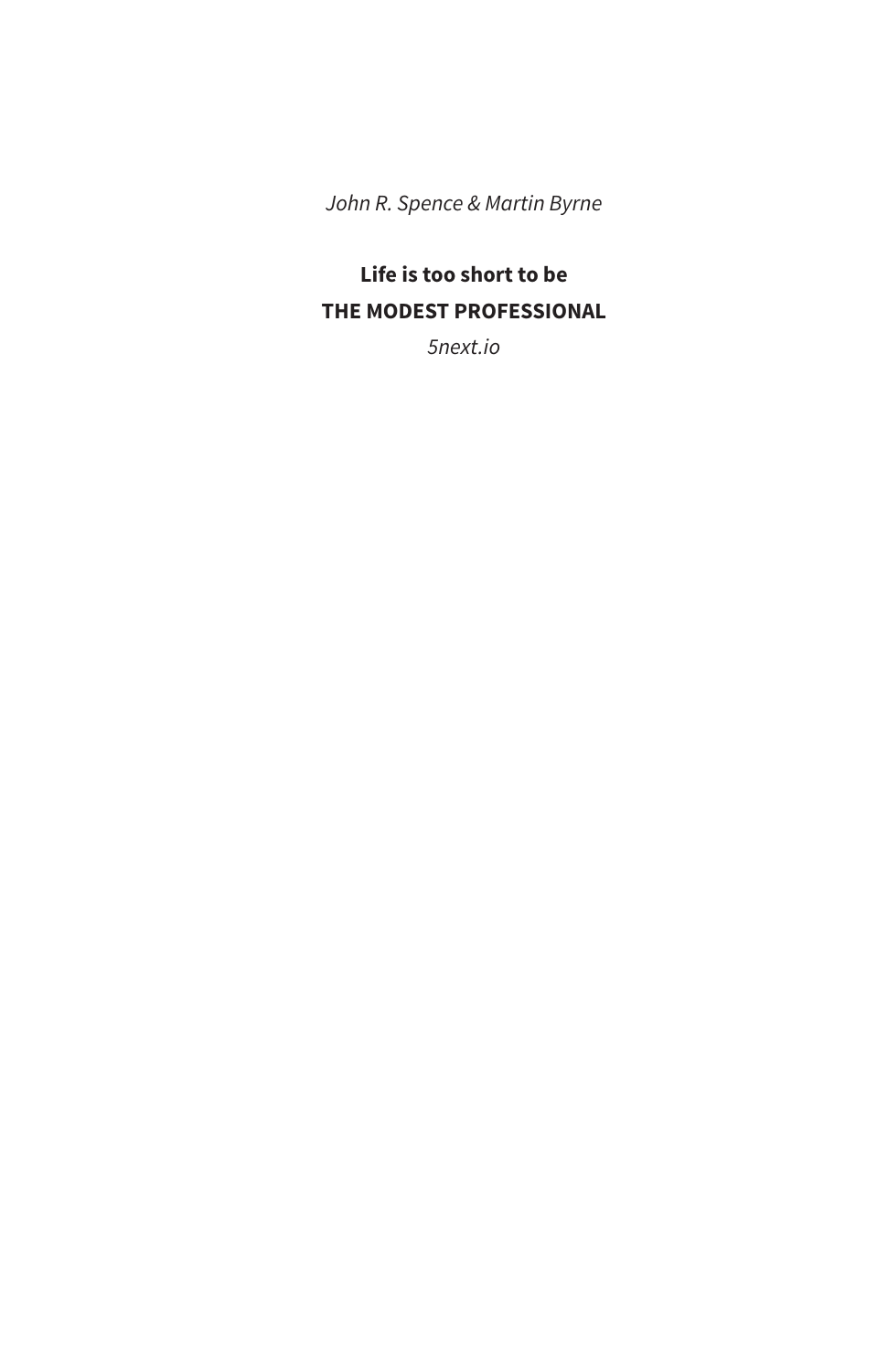*John R. Spence & Martin Byrne*

**Life is too short to be**

**THE MODEST PROFESSIONAL**

*5next.io*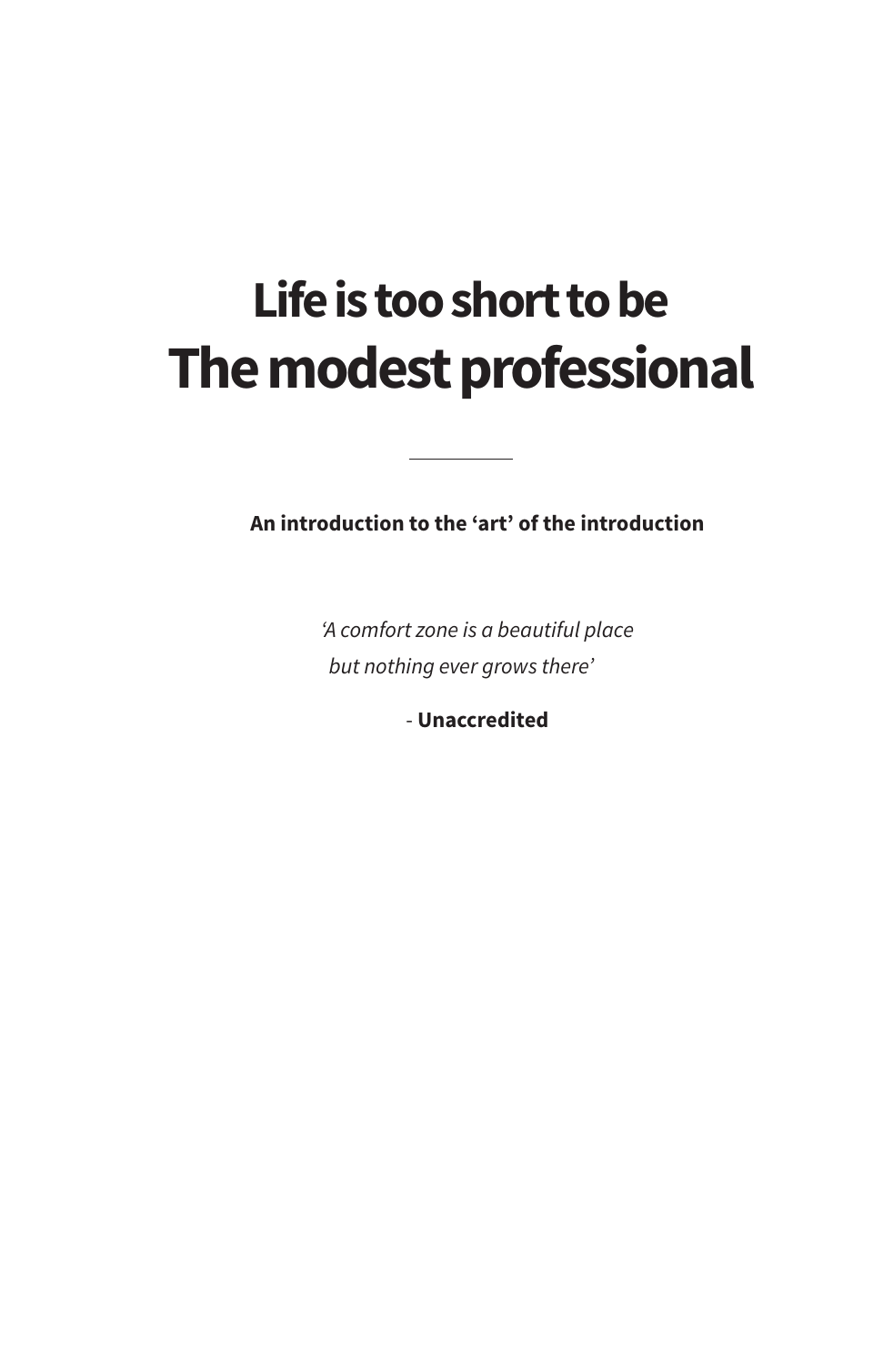# Life is too short to be
# The modest professional

---

**An introduction to the 'art' of the introduction**

*'A comfort zone is a beautiful place*
*but nothing ever grows there'*

\- **Unaccredited**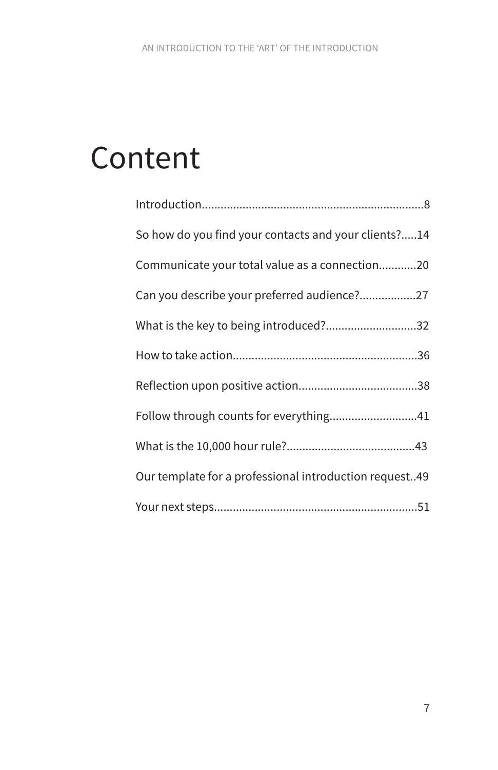# Content

Introduction......................................................................8

So how do you find your contacts and your clients?.....14

Communicate your total value as a connection............20

Can you describe your preferred audience?..................27

What is the key to being introduced?............................32

How to take action...........................................................36

Reflection upon positive action......................................38

Follow through counts for everything............................41

What is the 10,000 hour rule?.........................................43

Our template for a professional introduction request..49

Your next steps.................................................................51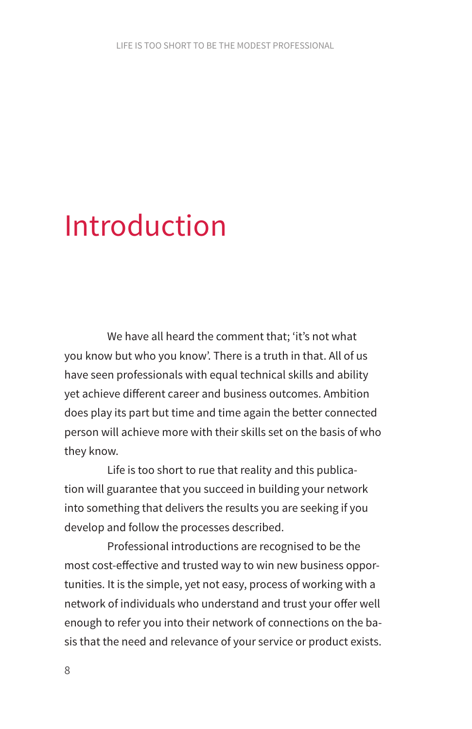# Introduction

We have all heard the comment that; 'it's not what you know but who you know'. There is a truth in that. All of us have seen professionals with equal technical skills and ability yet achieve different career and business outcomes. Ambition does play its part but time and time again the better connected person will achieve more with their skills set on the basis of who they know.

Life is too short to rue that reality and this publication will guarantee that you succeed in building your network into something that delivers the results you are seeking if you develop and follow the processes described.

Professional introductions are recognised to be the most cost-effective and trusted way to win new business opportunities. It is the simple, yet not easy, process of working with a network of individuals who understand and trust your offer well enough to refer you into their network of connections on the basis that the need and relevance of your service or product exists.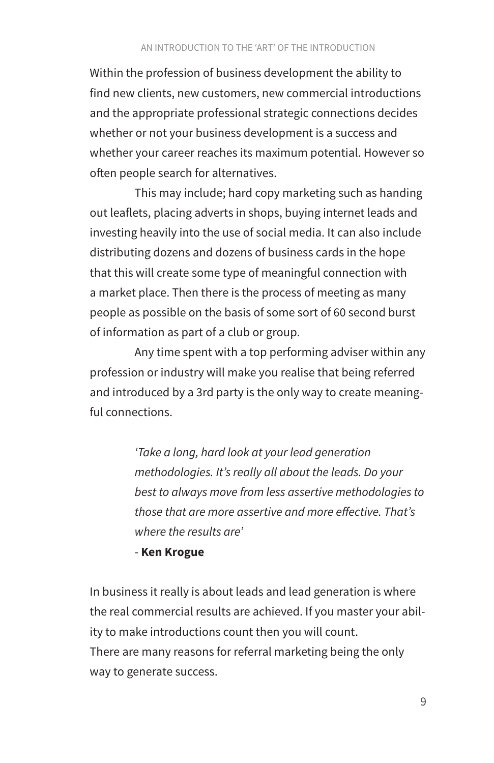Within the profession of business development the ability to find new clients, new customers, new commercial introductions and the appropriate professional strategic connections decides whether or not your business development is a success and whether your career reaches its maximum potential. However so often people search for alternatives.

This may include; hard copy marketing such as handing out leaflets, placing adverts in shops, buying internet leads and investing heavily into the use of social media. It can also include distributing dozens and dozens of business cards in the hope that this will create some type of meaningful connection with a market place. Then there is the process of meeting as many people as possible on the basis of some sort of 60 second burst of information as part of a club or group.

Any time spent with a top performing adviser within any profession or industry will make you realise that being referred and introduced by a 3rd party is the only way to create meaningful connections.

> *'Take a long, hard look at your lead generation methodologies. It's really all about the leads. Do your best to always move from less assertive methodologies to those that are more assertive and more effective. That's where the results are'*
>
> \- **Ken Krogue**

In business it really is about leads and lead generation is where the real commercial results are achieved. If you master your ability to make introductions count then you will count.
There are many reasons for referral marketing being the only way to generate success.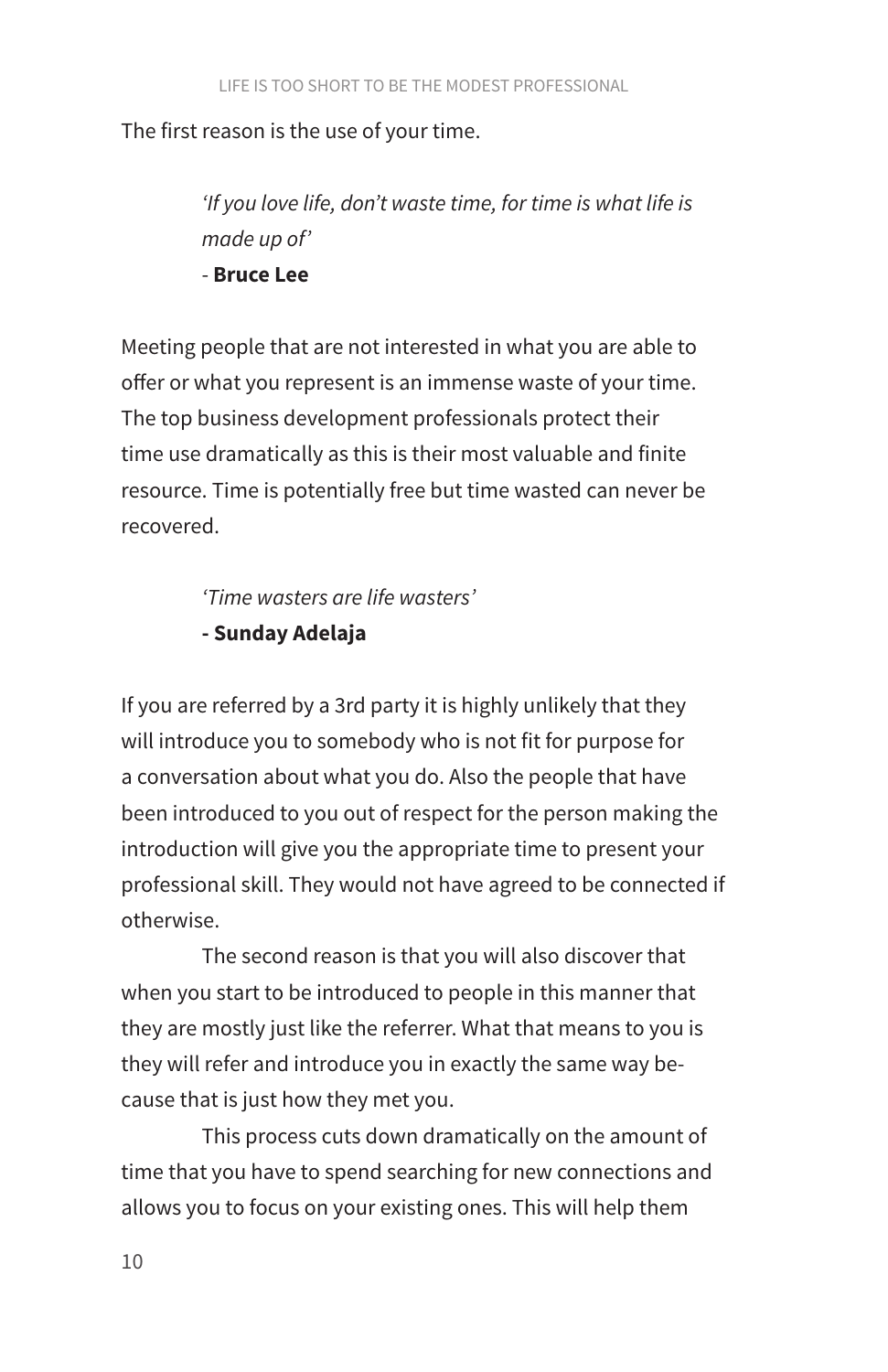The first reason is the use of your time.

> *'If you love life, don't waste time, for time is what life is made up of'*
> - **Bruce Lee**

Meeting people that are not interested in what you are able to offer or what you represent is an immense waste of your time. The top business development professionals protect their time use dramatically as this is their most valuable and finite resource. Time is potentially free but time wasted can never be recovered.

> *'Time wasters are life wasters'*
> **- Sunday Adelaja**

If you are referred by a 3rd party it is highly unlikely that they will introduce you to somebody who is not fit for purpose for a conversation about what you do. Also the people that have been introduced to you out of respect for the person making the introduction will give you the appropriate time to present your professional skill. They would not have agreed to be connected if otherwise.

The second reason is that you will also discover that when you start to be introduced to people in this manner that they are mostly just like the referrer. What that means to you is they will refer and introduce you in exactly the same way because that is just how they met you.

This process cuts down dramatically on the amount of time that you have to spend searching for new connections and allows you to focus on your existing ones. This will help them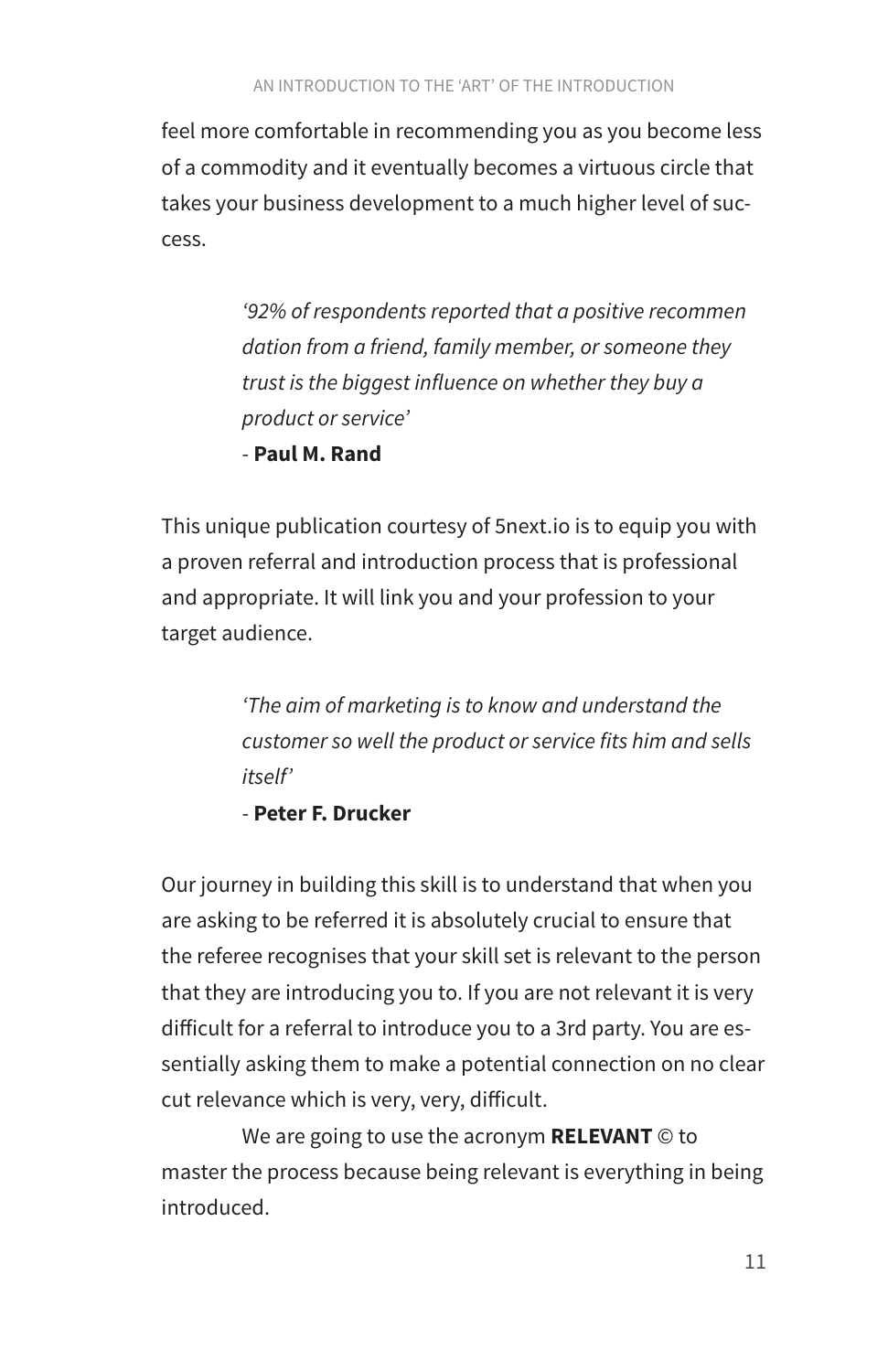feel more comfortable in recommending you as you become less of a commodity and it eventually becomes a virtuous circle that takes your business development to a much higher level of success.

> *'92% of respondents reported that a positive recommendation from a friend, family member, or someone they trust is the biggest influence on whether they buy a product or service'*
>
> \- **Paul M. Rand**

This unique publication courtesy of 5next.io is to equip you with a proven referral and introduction process that is professional and appropriate. It will link you and your profession to your target audience.

> *'The aim of marketing is to know and understand the customer so well the product or service fits him and sells itself'*
>
> \- **Peter F. Drucker**

Our journey in building this skill is to understand that when you are asking to be referred it is absolutely crucial to ensure that the referee recognises that your skill set is relevant to the person that they are introducing you to. If you are not relevant it is very difficult for a referral to introduce you to a 3rd party. You are essentially asking them to make a potential connection on no clear cut relevance which is very, very, difficult.

We are going to use the acronym **RELEVANT** © to master the process because being relevant is everything in being introduced.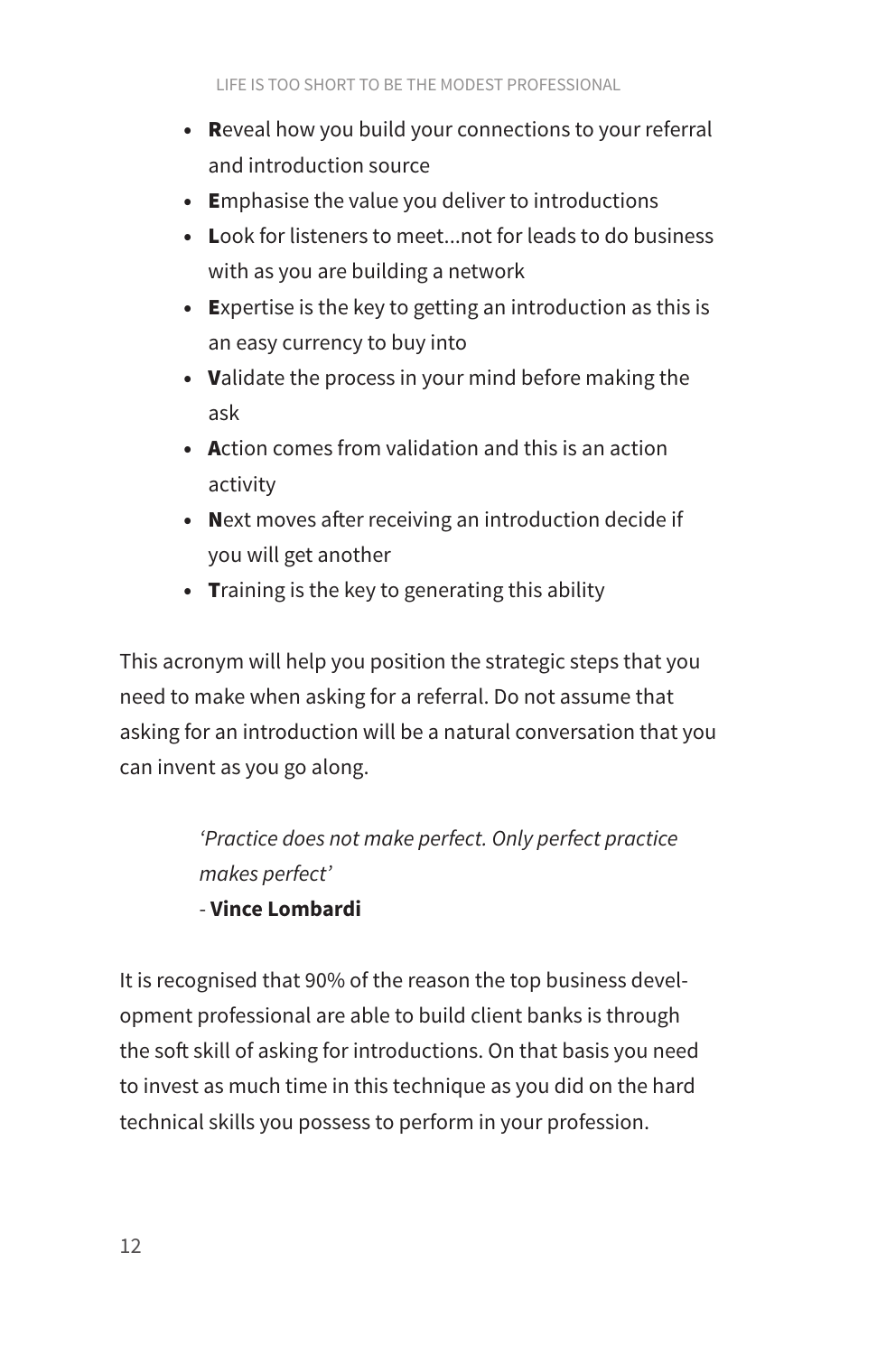- **R**eveal how you build your connections to your referral and introduction source
- **E**mphasise the value you deliver to introductions
- **L**ook for listeners to meet...not for leads to do business with as you are building a network
- **E**xpertise is the key to getting an introduction as this is an easy currency to buy into
- **V**alidate the process in your mind before making the ask
- **A**ction comes from validation and this is an action activity
- **N**ext moves after receiving an introduction decide if you will get another
- **T**raining is the key to generating this ability

This acronym will help you position the strategic steps that you need to make when asking for a referral. Do not assume that asking for an introduction will be a natural conversation that you can invent as you go along.

> *'Practice does not make perfect. Only perfect practice makes perfect'*
> - **Vince Lombardi**

It is recognised that 90% of the reason the top business development professional are able to build client banks is through the soft skill of asking for introductions. On that basis you need to invest as much time in this technique as you did on the hard technical skills you possess to perform in your profession.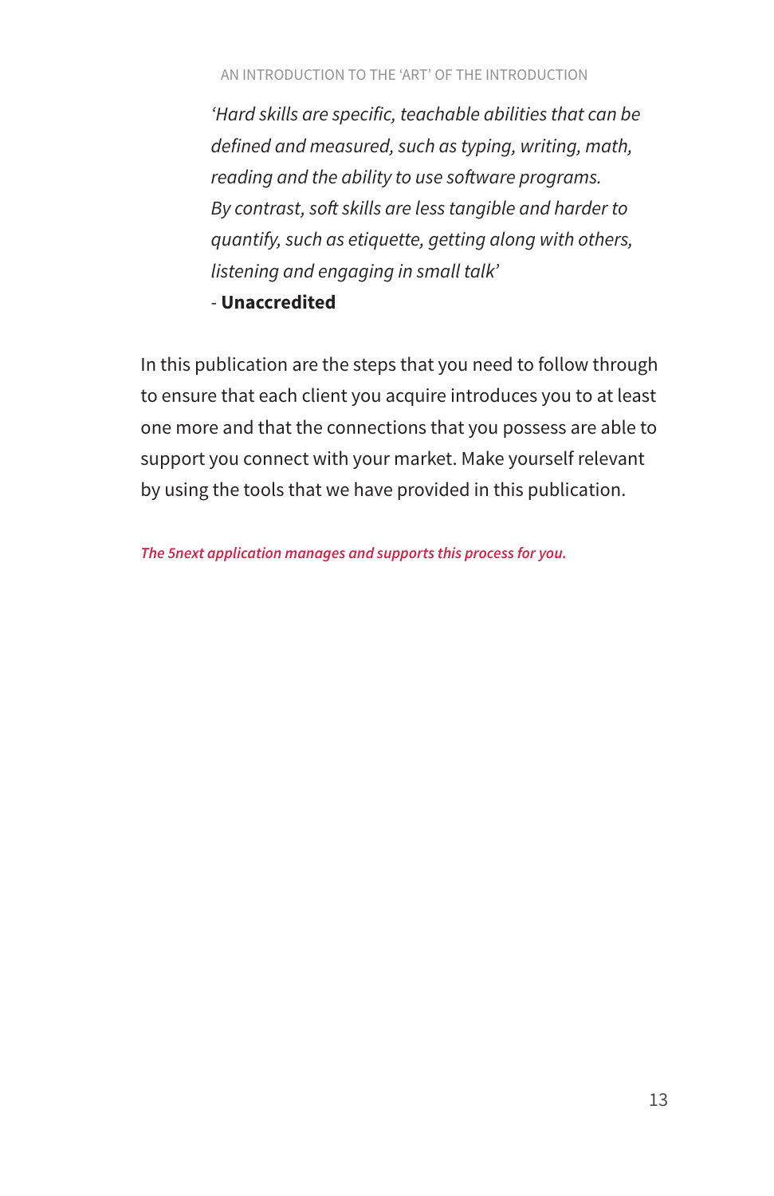*'Hard skills are specific, teachable abilities that can be defined and measured, such as typing, writing, math, reading and the ability to use software programs. By contrast, soft skills are less tangible and harder to quantify, such as etiquette, getting along with others, listening and engaging in small talk'*

- **Unaccredited**

In this publication are the steps that you need to follow through to ensure that each client you acquire introduces you to at least one more and that the connections that you possess are able to support you connect with your market. Make yourself relevant by using the tools that we have provided in this publication.

***The 5next application manages and supports this process for you.***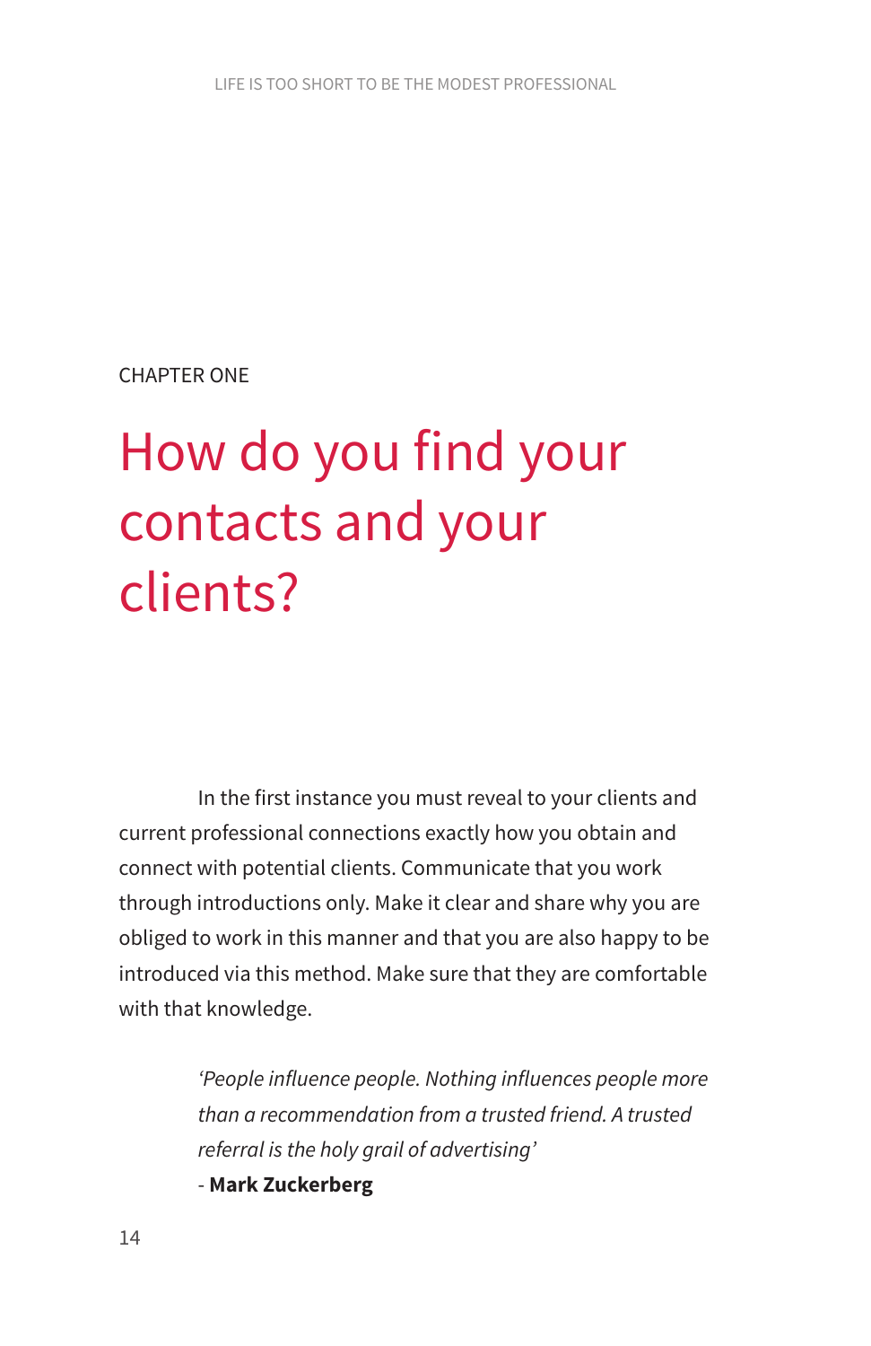CHAPTER ONE

# How do you find your contacts and your clients?

In the first instance you must reveal to your clients and current professional connections exactly how you obtain and connect with potential clients. Communicate that you work through introductions only. Make it clear and share why you are obliged to work in this manner and that you are also happy to be introduced via this method. Make sure that they are comfortable with that knowledge.

> *'People influence people. Nothing influences people more than a recommendation from a trusted friend. A trusted referral is the holy grail of advertising'*
> 
> \- **Mark Zuckerberg**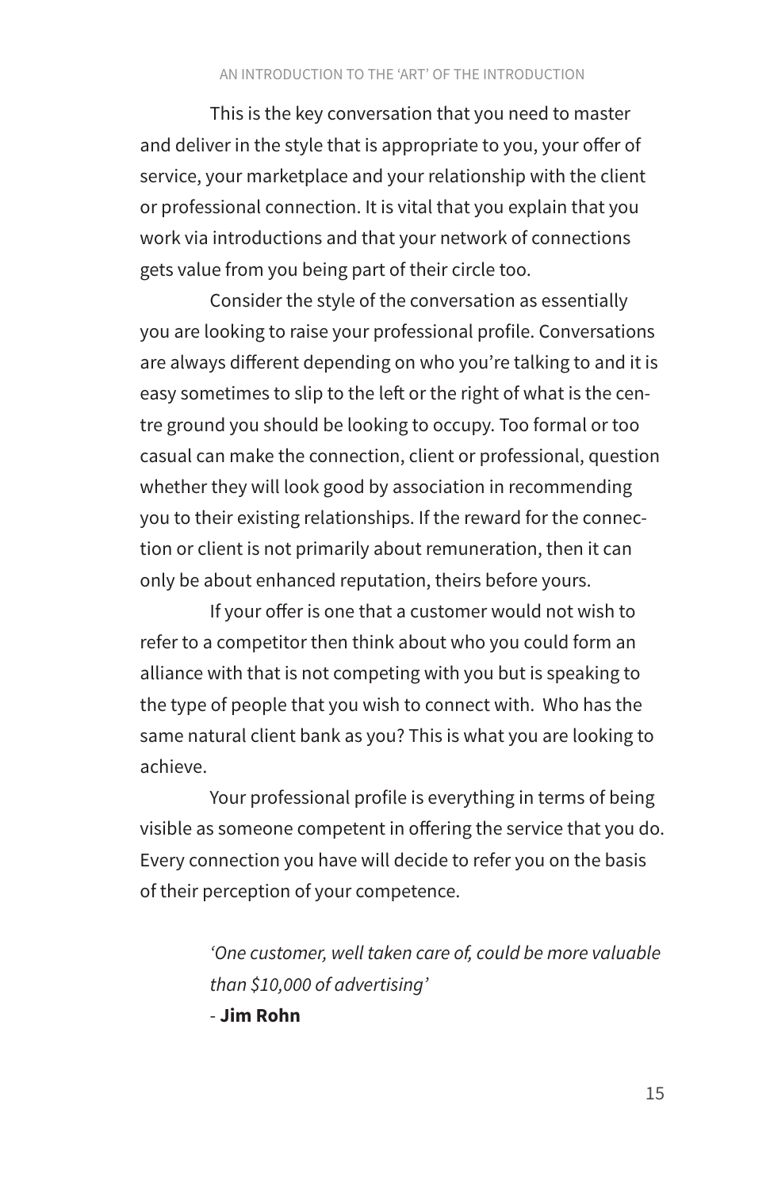This is the key conversation that you need to master and deliver in the style that is appropriate to you, your offer of service, your marketplace and your relationship with the client or professional connection. It is vital that you explain that you work via introductions and that your network of connections gets value from you being part of their circle too.

Consider the style of the conversation as essentially you are looking to raise your professional profile. Conversations are always different depending on who you're talking to and it is easy sometimes to slip to the left or the right of what is the centre ground you should be looking to occupy. Too formal or too casual can make the connection, client or professional, question whether they will look good by association in recommending you to their existing relationships. If the reward for the connection or client is not primarily about remuneration, then it can only be about enhanced reputation, theirs before yours.

If your offer is one that a customer would not wish to refer to a competitor then think about who you could form an alliance with that is not competing with you but is speaking to the type of people that you wish to connect with. Who has the same natural client bank as you? This is what you are looking to achieve.

Your professional profile is everything in terms of being visible as someone competent in offering the service that you do. Every connection you have will decide to refer you on the basis of their perception of your competence.

> *'One customer, well taken care of, could be more valuable than $10,000 of advertising'*
>
> - **Jim Rohn**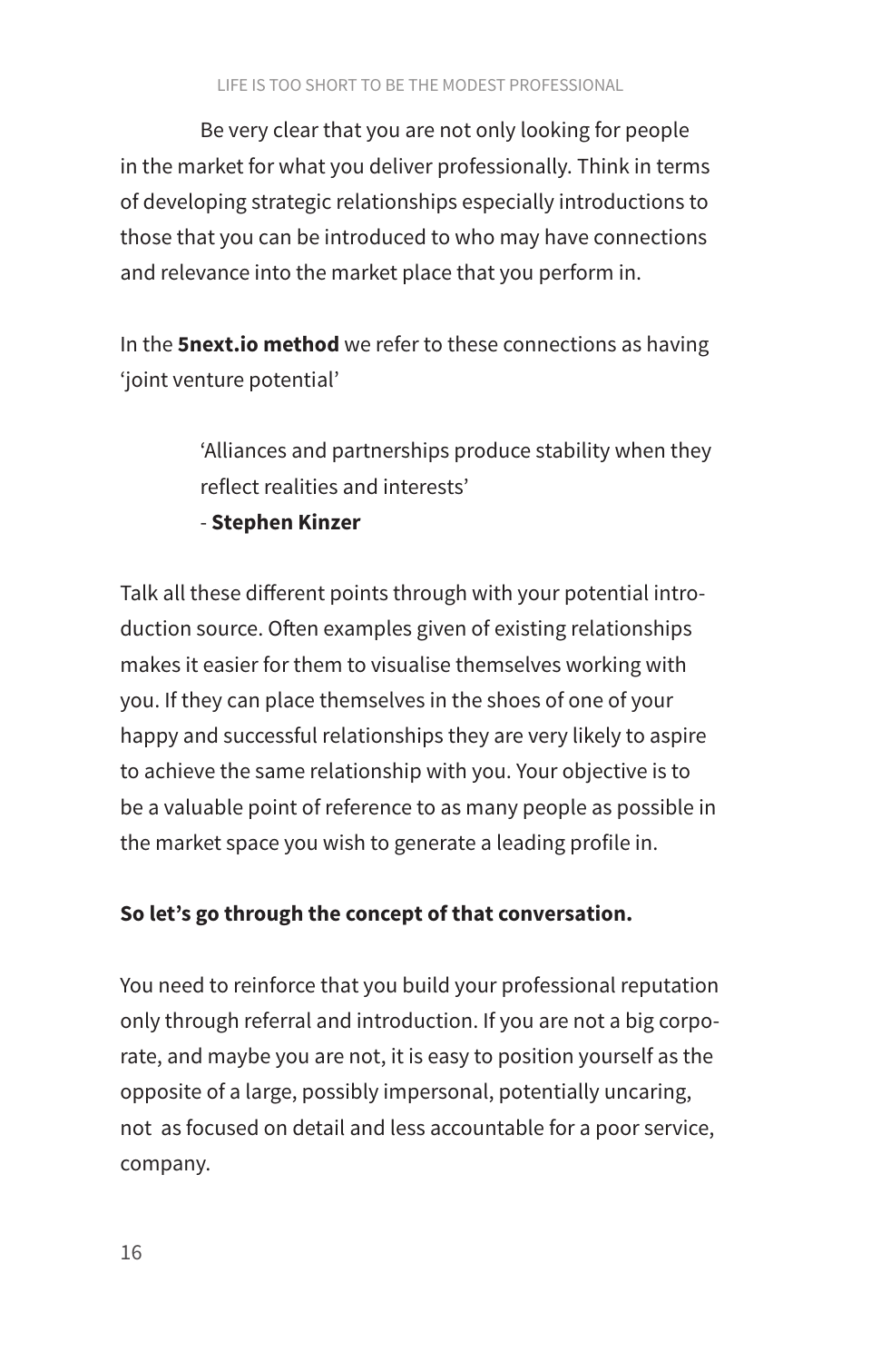Be very clear that you are not only looking for people in the market for what you deliver professionally. Think in terms of developing strategic relationships especially introductions to those that you can be introduced to who may have connections and relevance into the market place that you perform in.

In the **5next.io method** we refer to these connections as having 'joint venture potential'

> 'Alliances and partnerships produce stability when they reflect realities and interests'
> - **Stephen Kinzer**

Talk all these different points through with your potential introduction source. Often examples given of existing relationships makes it easier for them to visualise themselves working with you. If they can place themselves in the shoes of one of your happy and successful relationships they are very likely to aspire to achieve the same relationship with you. Your objective is to be a valuable point of reference to as many people as possible in the market space you wish to generate a leading profile in.

**So let's go through the concept of that conversation.**

You need to reinforce that you build your professional reputation only through referral and introduction. If you are not a big corporate, and maybe you are not, it is easy to position yourself as the opposite of a large, possibly impersonal, potentially uncaring, not as focused on detail and less accountable for a poor service, company.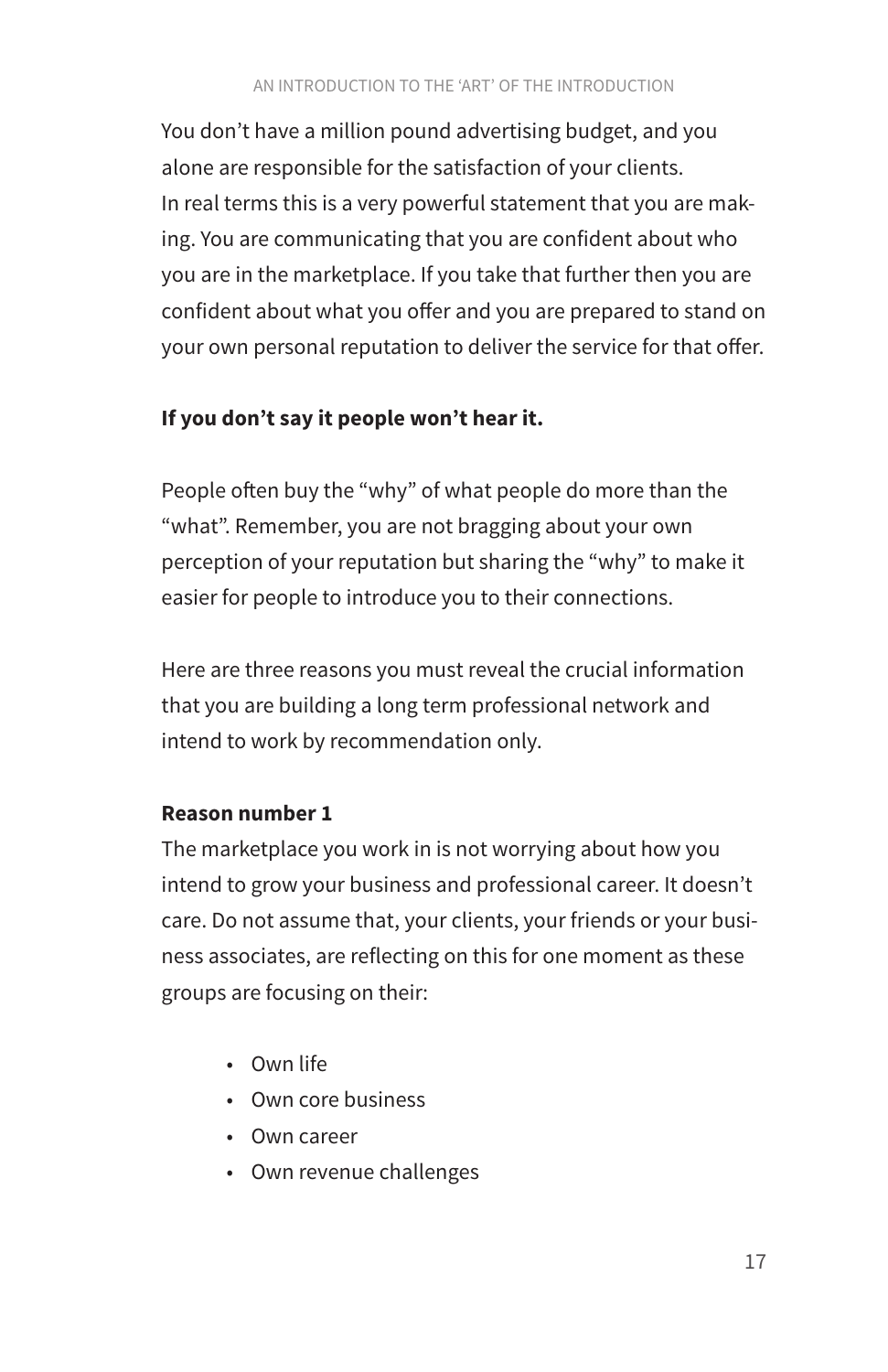You don't have a million pound advertising budget, and you alone are responsible for the satisfaction of your clients. In real terms this is a very powerful statement that you are making. You are communicating that you are confident about who you are in the marketplace. If you take that further then you are confident about what you offer and you are prepared to stand on your own personal reputation to deliver the service for that offer.

**If you don't say it people won't hear it.**

People often buy the "why" of what people do more than the "what". Remember, you are not bragging about your own perception of your reputation but sharing the "why" to make it easier for people to introduce you to their connections.

Here are three reasons you must reveal the crucial information that you are building a long term professional network and intend to work by recommendation only.

**Reason number 1**

The marketplace you work in is not worrying about how you intend to grow your business and professional career. It doesn't care. Do not assume that, your clients, your friends or your business associates, are reflecting on this for one moment as these groups are focusing on their:

- Own life
- Own core business
- Own career
- Own revenue challenges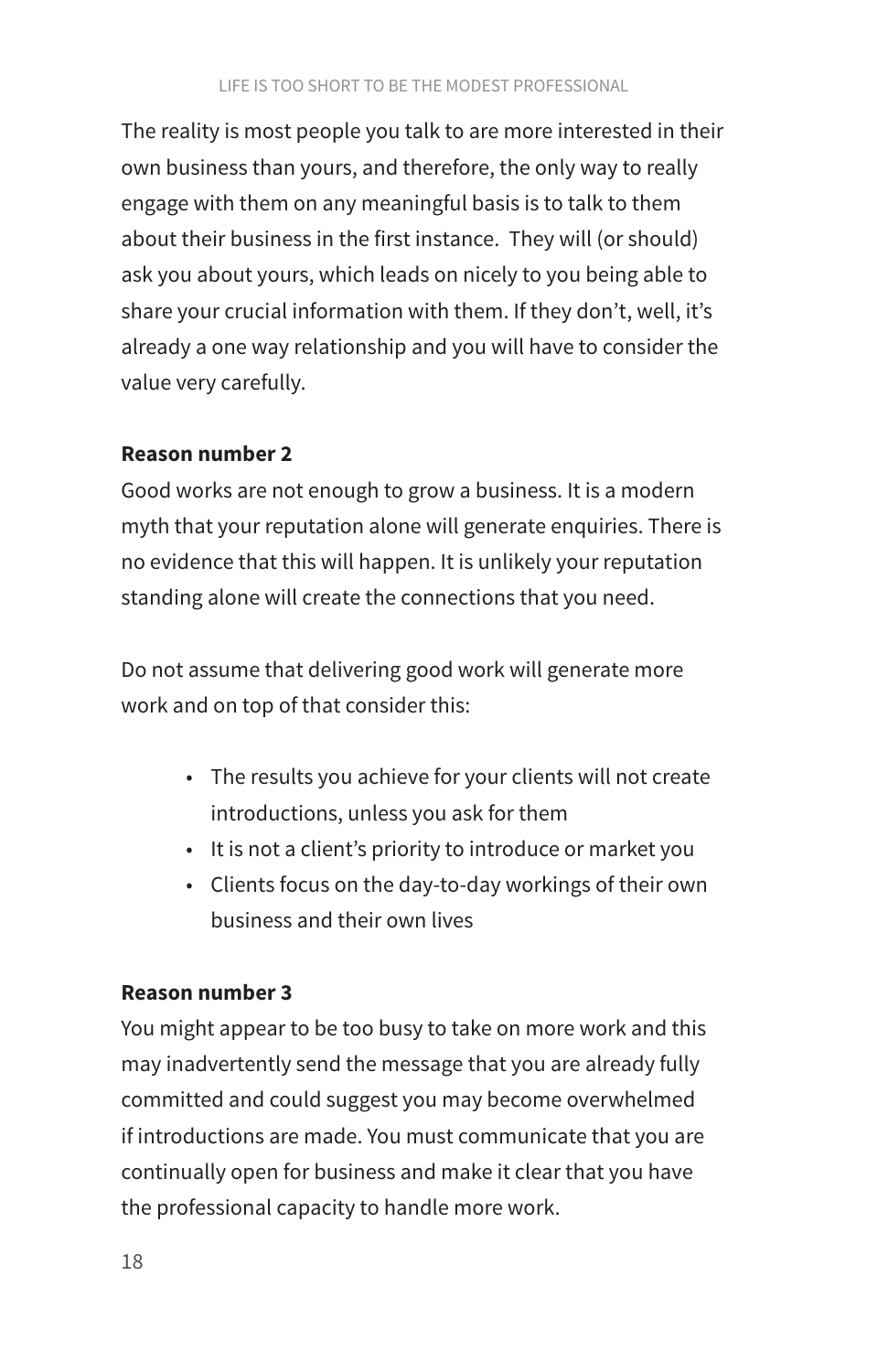The reality is most people you talk to are more interested in their own business than yours, and therefore, the only way to really engage with them on any meaningful basis is to talk to them about their business in the first instance. They will (or should) ask you about yours, which leads on nicely to you being able to share your crucial information with them. If they don't, well, it's already a one way relationship and you will have to consider the value very carefully.

**Reason number 2**

Good works are not enough to grow a business. It is a modern myth that your reputation alone will generate enquiries. There is no evidence that this will happen. It is unlikely your reputation standing alone will create the connections that you need.

Do not assume that delivering good work will generate more work and on top of that consider this:

- The results you achieve for your clients will not create introductions, unless you ask for them
- It is not a client's priority to introduce or market you
- Clients focus on the day-to-day workings of their own business and their own lives

**Reason number 3**

You might appear to be too busy to take on more work and this may inadvertently send the message that you are already fully committed and could suggest you may become overwhelmed if introductions are made. You must communicate that you are continually open for business and make it clear that you have the professional capacity to handle more work.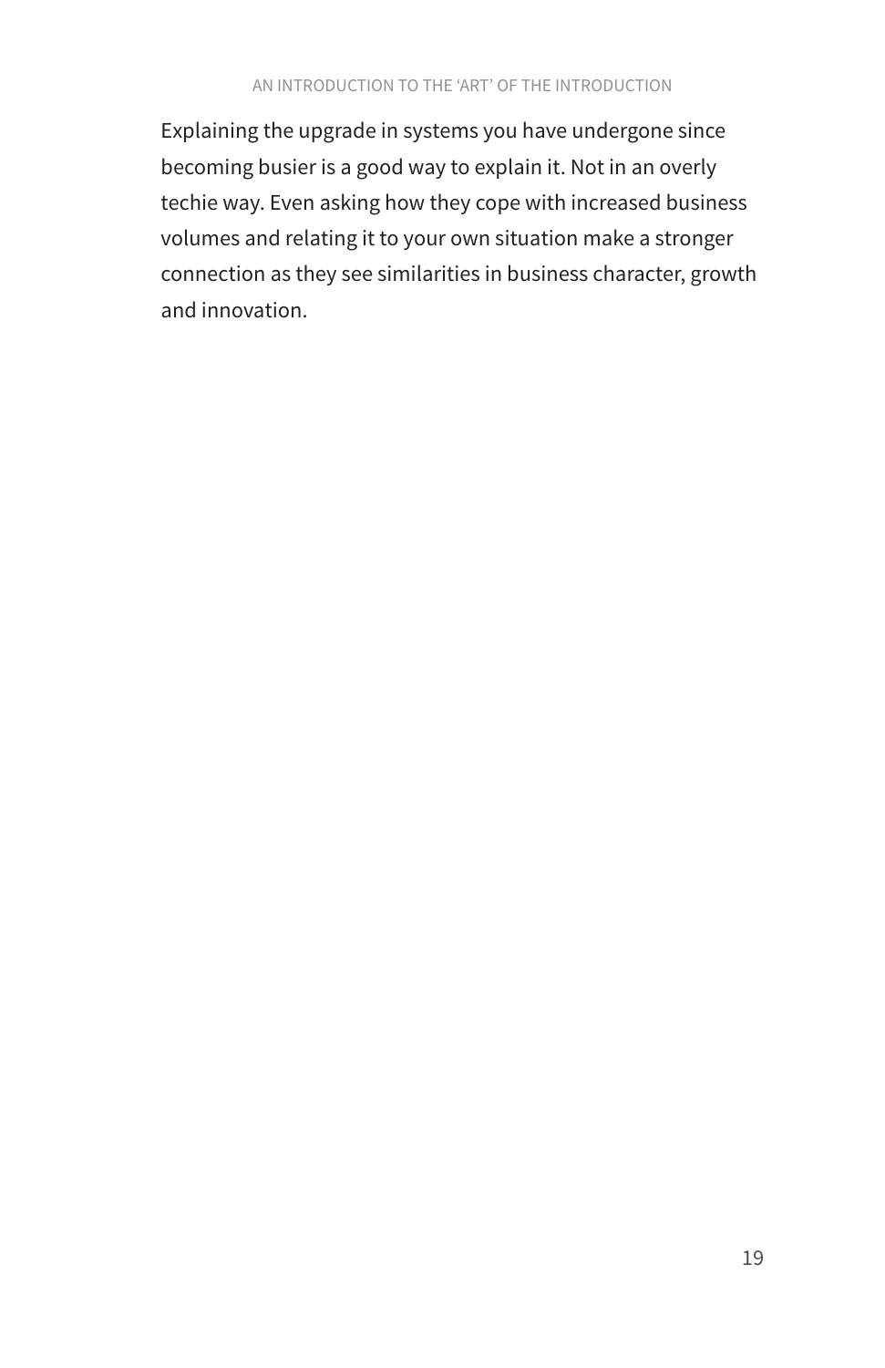Explaining the upgrade in systems you have undergone since becoming busier is a good way to explain it. Not in an overly techie way. Even asking how they cope with increased business volumes and relating it to your own situation make a stronger connection as they see similarities in business character, growth and innovation.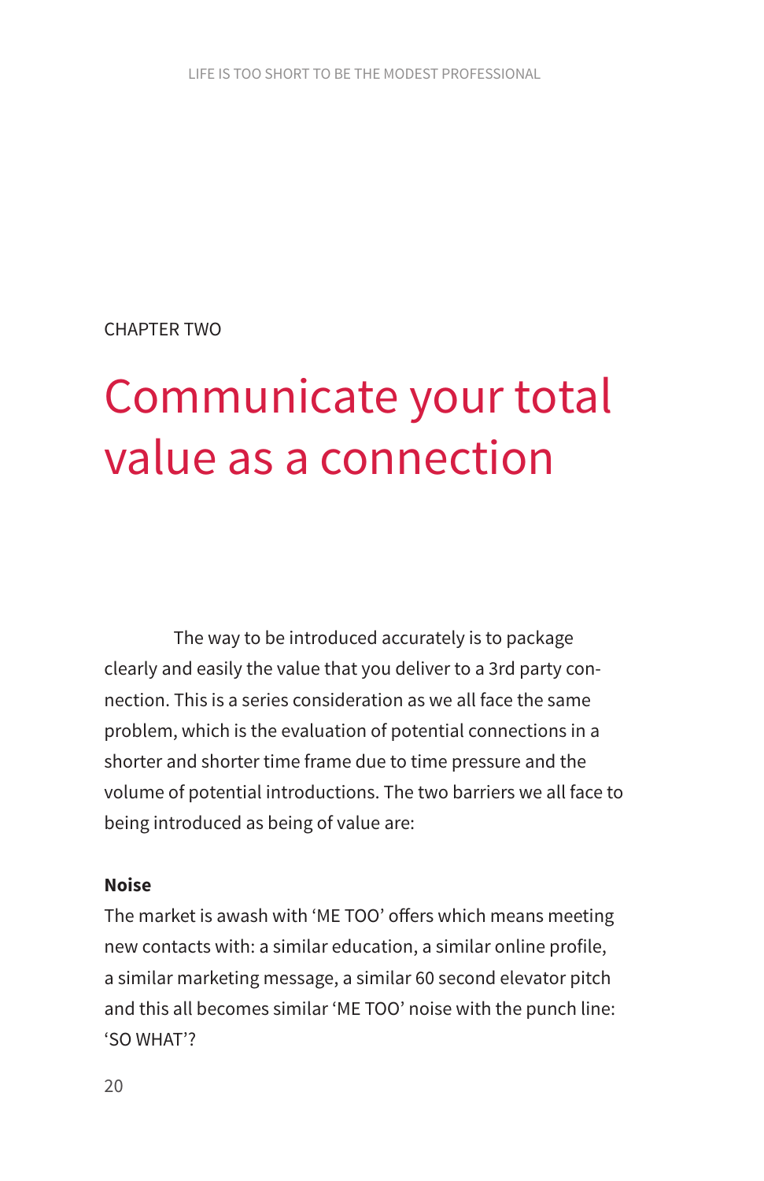CHAPTER TWO

# Communicate your total value as a connection

The way to be introduced accurately is to package clearly and easily the value that you deliver to a 3rd party connection. This is a series consideration as we all face the same problem, which is the evaluation of potential connections in a shorter and shorter time frame due to time pressure and the volume of potential introductions. The two barriers we all face to being introduced as being of value are:

**Noise**

The market is awash with 'ME TOO' offers which means meeting new contacts with: a similar education, a similar online profile, a similar marketing message, a similar 60 second elevator pitch and this all becomes similar 'ME TOO' noise with the punch line: 'SO WHAT'?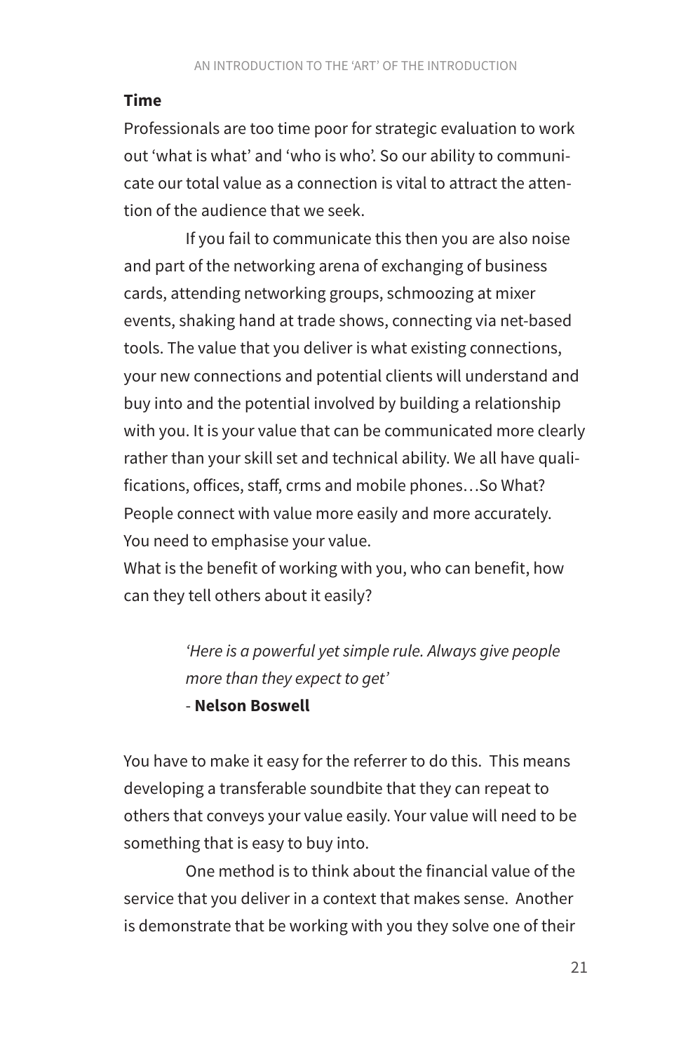**Time**

Professionals are too time poor for strategic evaluation to work out 'what is what' and 'who is who'. So our ability to communicate our total value as a connection is vital to attract the attention of the audience that we seek.

If you fail to communicate this then you are also noise and part of the networking arena of exchanging of business cards, attending networking groups, schmoozing at mixer events, shaking hand at trade shows, connecting via net-based tools. The value that you deliver is what existing connections, your new connections and potential clients will understand and buy into and the potential involved by building a relationship with you. It is your value that can be communicated more clearly rather than your skill set and technical ability. We all have qualifications, offices, staff, crms and mobile phones…So What? People connect with value more easily and more accurately. You need to emphasise your value.

What is the benefit of working with you, who can benefit, how can they tell others about it easily?

> *'Here is a powerful yet simple rule. Always give people more than they expect to get'*
>
> \- **Nelson Boswell**

You have to make it easy for the referrer to do this. This means developing a transferable soundbite that they can repeat to others that conveys your value easily. Your value will need to be something that is easy to buy into.

One method is to think about the financial value of the service that you deliver in a context that makes sense. Another is demonstrate that be working with you they solve one of their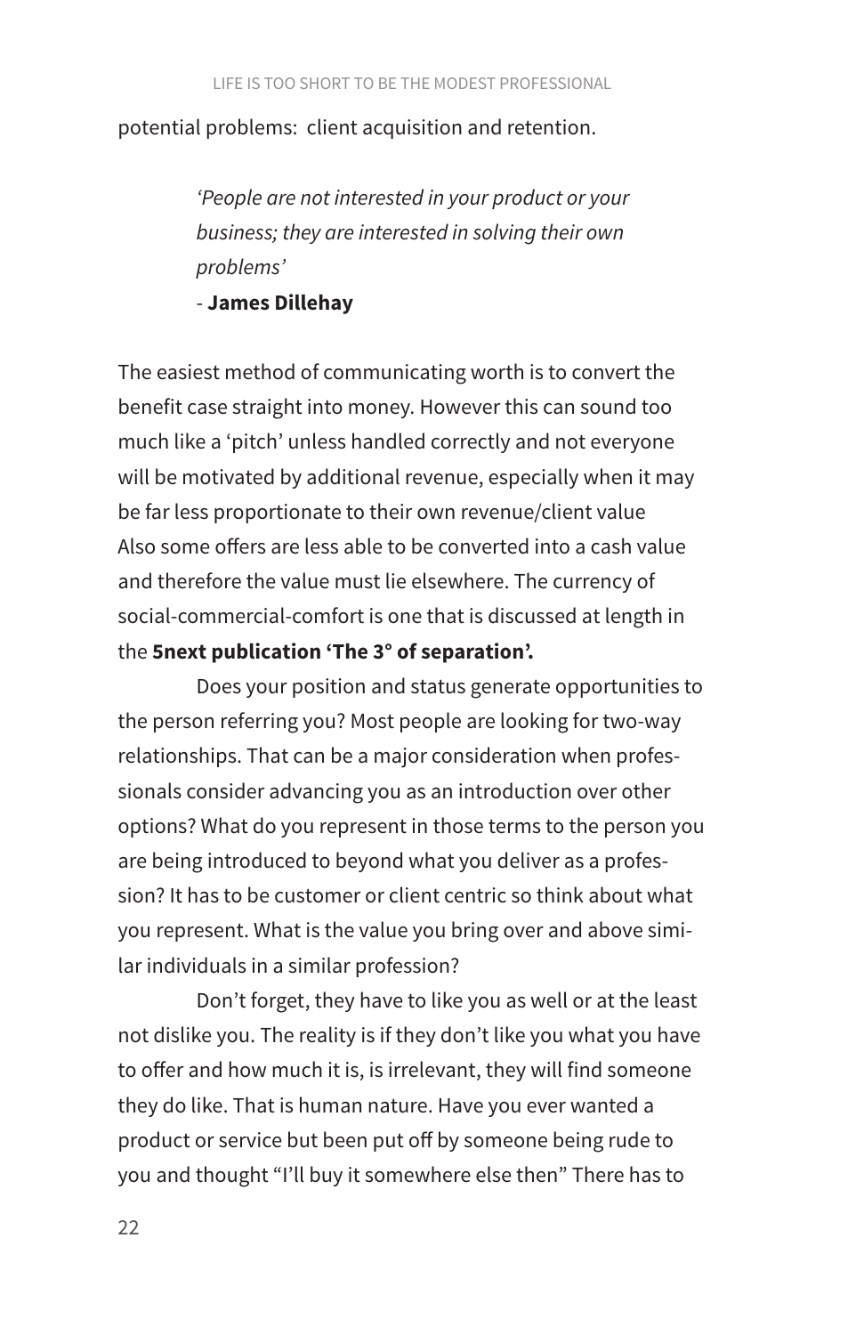potential problems:  client acquisition and retention.

> *'People are not interested in your product or your business; they are interested in solving their own problems'*
> - **James Dillehay**

The easiest method of communicating worth is to convert the benefit case straight into money. However this can sound too much like a 'pitch' unless handled correctly and not everyone will be motivated by additional revenue, especially when it may be far less proportionate to their own revenue/client value Also some offers are less able to be converted into a cash value and therefore the value must lie elsewhere. The currency of social-commercial-comfort is one that is discussed at length in the **5next publication 'The 3° of separation'.**

Does your position and status generate opportunities to the person referring you? Most people are looking for two-way relationships. That can be a major consideration when professionals consider advancing you as an introduction over other options? What do you represent in those terms to the person you are being introduced to beyond what you deliver as a profession? It has to be customer or client centric so think about what you represent. What is the value you bring over and above similar individuals in a similar profession?

Don't forget, they have to like you as well or at the least not dislike you. The reality is if they don't like you what you have to offer and how much it is, is irrelevant, they will find someone they do like. That is human nature. Have you ever wanted a product or service but been put off by someone being rude to you and thought "I'll buy it somewhere else then" There has to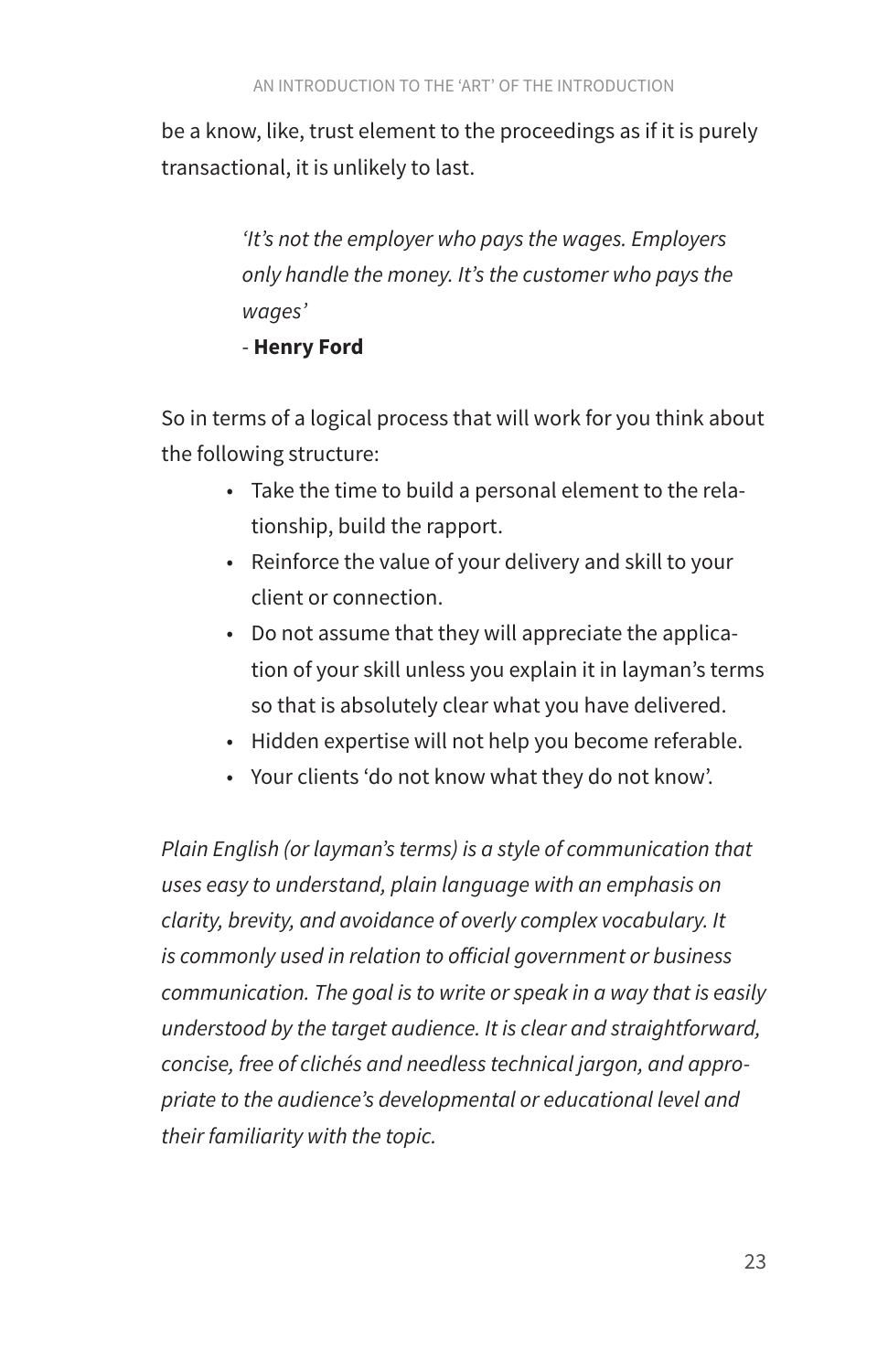be a know, like, trust element to the proceedings as if it is purely transactional, it is unlikely to last.

> *'It's not the employer who pays the wages. Employers only handle the money. It's the customer who pays the wages'*
>
> \- **Henry Ford**

So in terms of a logical process that will work for you think about the following structure:

- Take the time to build a personal element to the relationship, build the rapport.
- Reinforce the value of your delivery and skill to your client or connection.
- Do not assume that they will appreciate the application of your skill unless you explain it in layman's terms so that is absolutely clear what you have delivered.
- Hidden expertise will not help you become referable.
- Your clients 'do not know what they do not know'.

*Plain English (or layman's terms) is a style of communication that uses easy to understand, plain language with an emphasis on clarity, brevity, and avoidance of overly complex vocabulary. It is commonly used in relation to official government or business communication. The goal is to write or speak in a way that is easily understood by the target audience. It is clear and straightforward, concise, free of clichés and needless technical jargon, and appropriate to the audience's developmental or educational level and their familiarity with the topic.*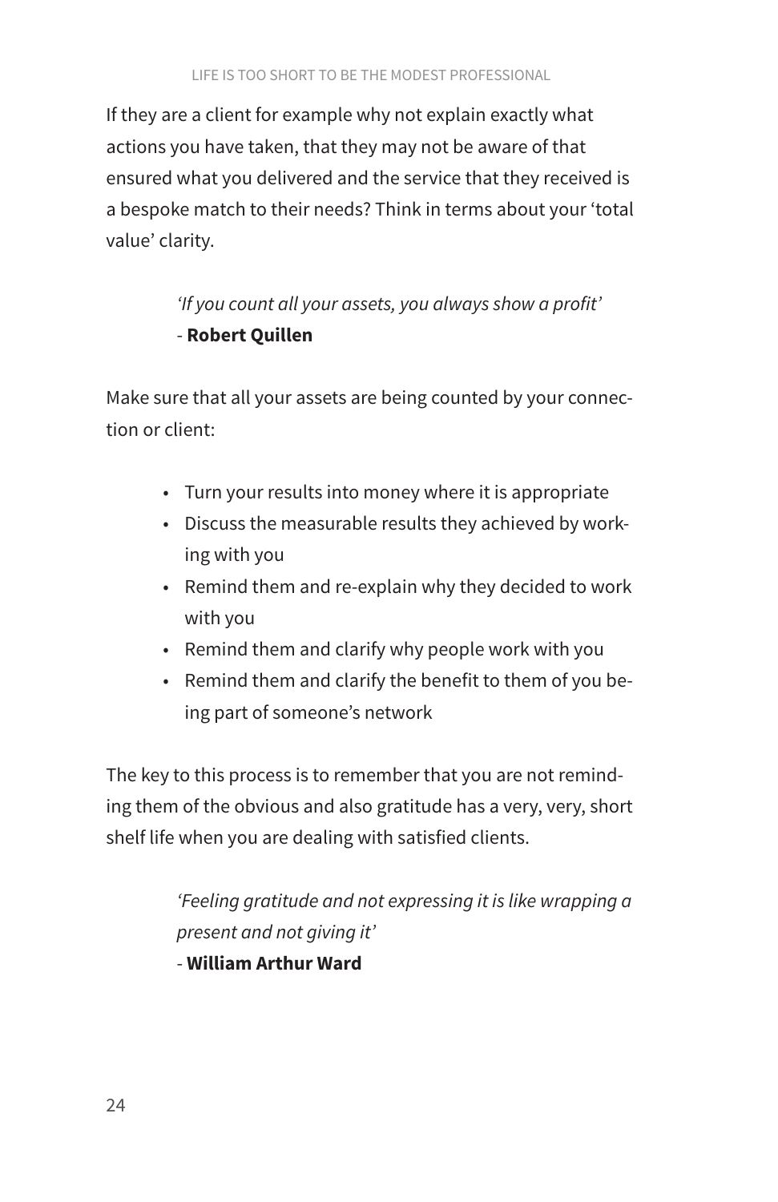If they are a client for example why not explain exactly what actions you have taken, that they may not be aware of that ensured what you delivered and the service that they received is a bespoke match to their needs? Think in terms about your 'total value' clarity.

> *'If you count all your assets, you always show a profit'*
> - **Robert Quillen**

Make sure that all your assets are being counted by your connection or client:

- Turn your results into money where it is appropriate
- Discuss the measurable results they achieved by working with you
- Remind them and re-explain why they decided to work with you
- Remind them and clarify why people work with you
- Remind them and clarify the benefit to them of you being part of someone's network

The key to this process is to remember that you are not reminding them of the obvious and also gratitude has a very, very, short shelf life when you are dealing with satisfied clients.

> *'Feeling gratitude and not expressing it is like wrapping a present and not giving it'*
> - **William Arthur Ward**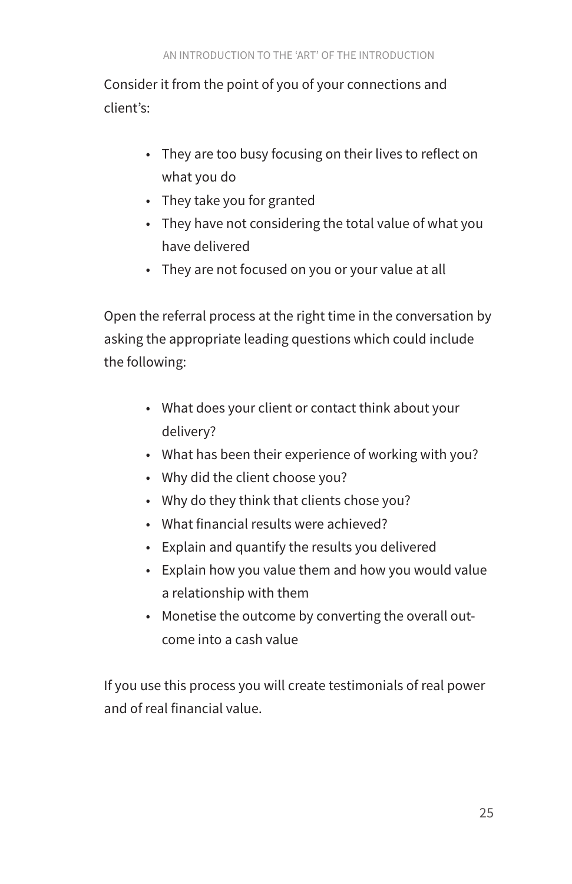Consider it from the point of you of your connections and client's:

- They are too busy focusing on their lives to reflect on what you do
- They take you for granted
- They have not considering the total value of what you have delivered
- They are not focused on you or your value at all

Open the referral process at the right time in the conversation by asking the appropriate leading questions which could include the following:

- What does your client or contact think about your delivery?
- What has been their experience of working with you?
- Why did the client choose you?
- Why do they think that clients chose you?
- What financial results were achieved?
- Explain and quantify the results you delivered
- Explain how you value them and how you would value a relationship with them
- Monetise the outcome by converting the overall outcome into a cash value

If you use this process you will create testimonials of real power and of real financial value.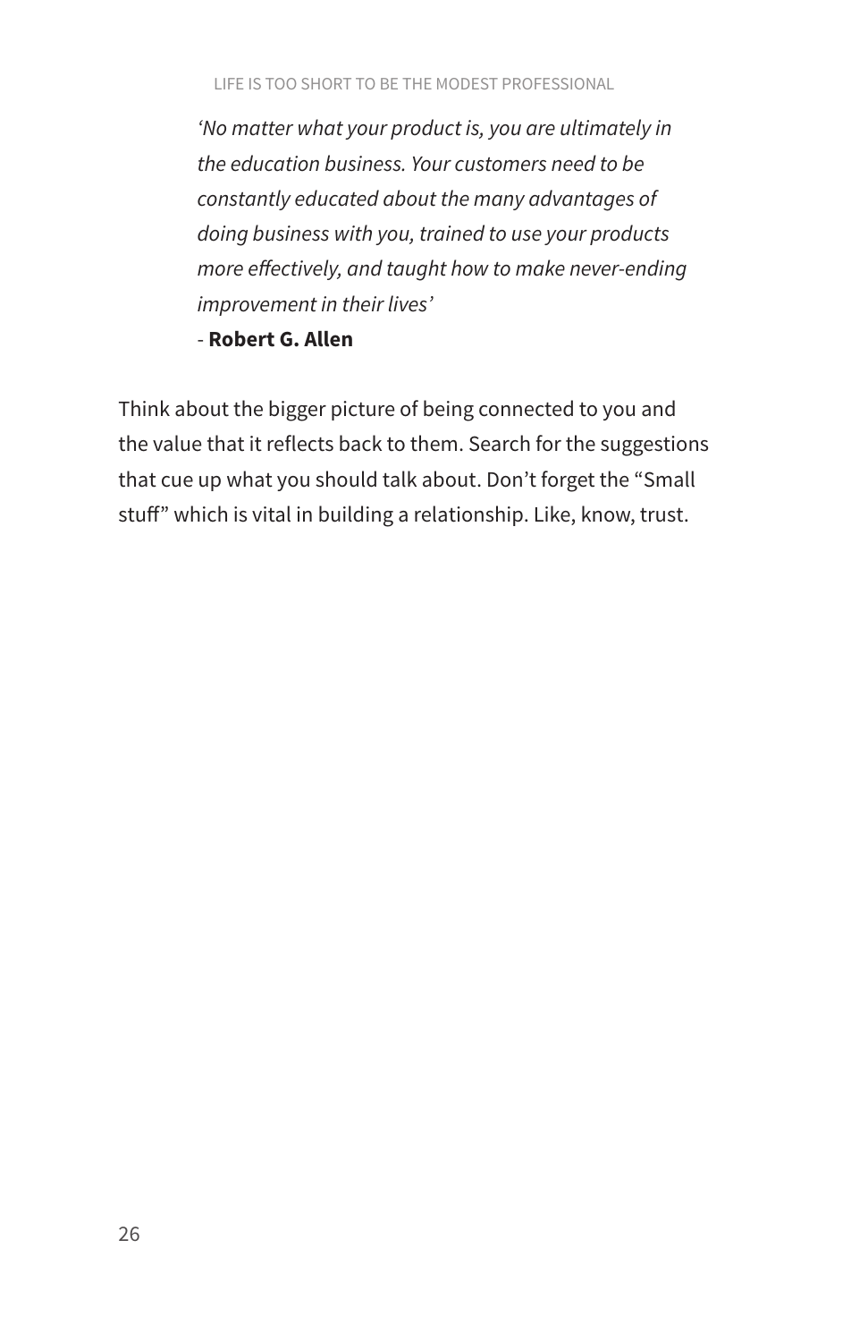*'No matter what your product is, you are ultimately in the education business. Your customers need to be constantly educated about the many advantages of doing business with you, trained to use your products more effectively, and taught how to make never-ending improvement in their lives'*
- **Robert G. Allen**

Think about the bigger picture of being connected to you and the value that it reflects back to them. Search for the suggestions that cue up what you should talk about. Don't forget the "Small stuff" which is vital in building a relationship. Like, know, trust.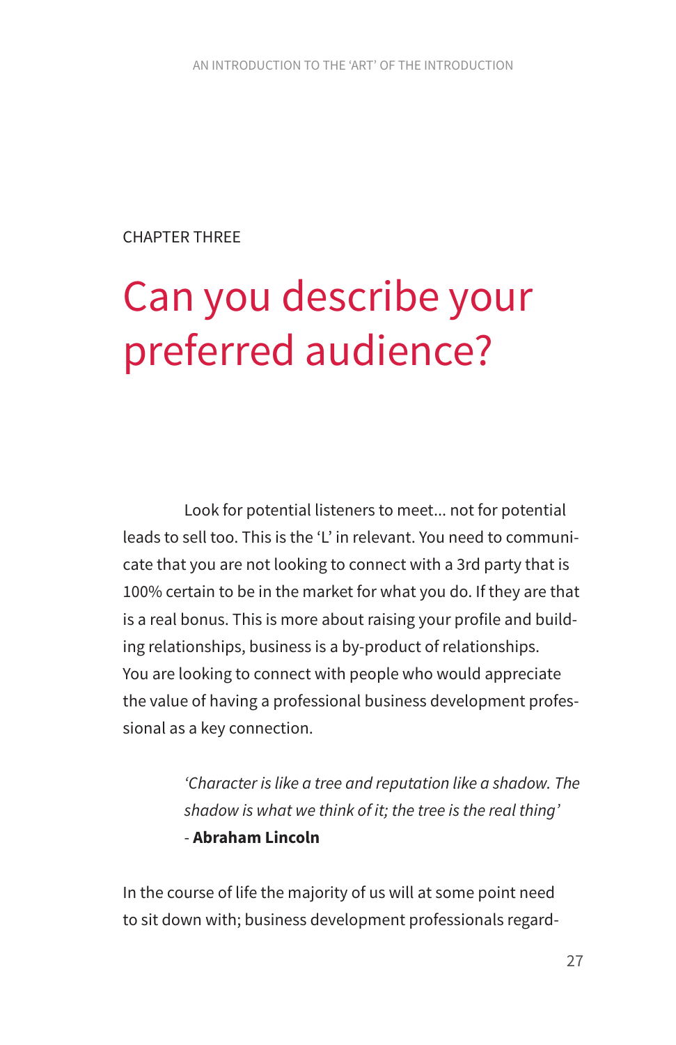CHAPTER THREE

# Can you describe your preferred audience?

Look for potential listeners to meet... not for potential leads to sell too. This is the 'L' in relevant. You need to communicate that you are not looking to connect with a 3rd party that is 100% certain to be in the market for what you do. If they are that is a real bonus. This is more about raising your profile and building relationships, business is a by-product of relationships. You are looking to connect with people who would appreciate the value of having a professional business development professional as a key connection.

> *'Character is like a tree and reputation like a shadow. The shadow is what we think of it; the tree is the real thing'*
> - **Abraham Lincoln**

In the course of life the majority of us will at some point need to sit down with; business development professionals regard-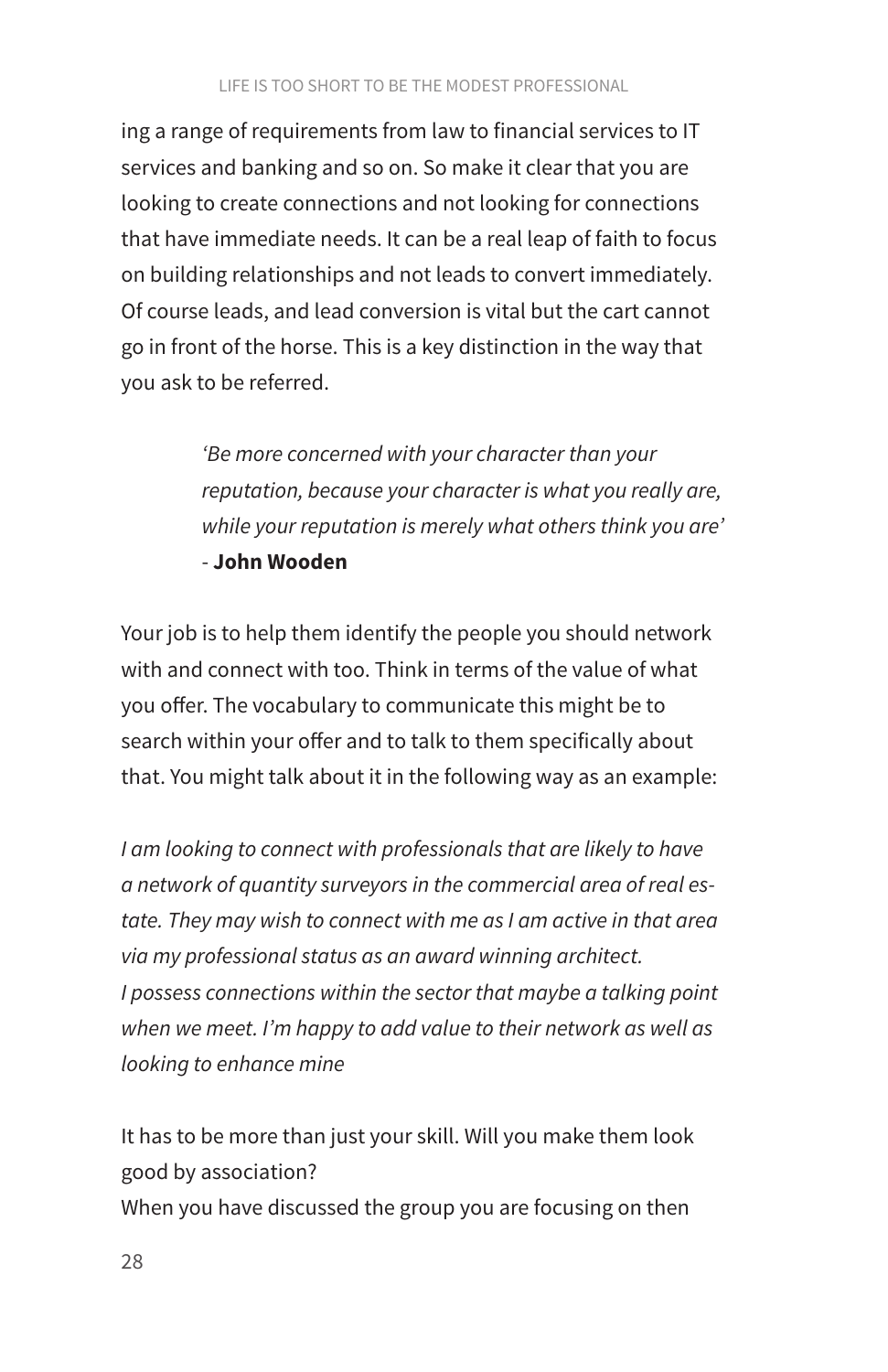ing a range of requirements from law to financial services to IT services and banking and so on. So make it clear that you are looking to create connections and not looking for connections that have immediate needs. It can be a real leap of faith to focus on building relationships and not leads to convert immediately. Of course leads, and lead conversion is vital but the cart cannot go in front of the horse. This is a key distinction in the way that you ask to be referred.

> *'Be more concerned with your character than your reputation, because your character is what you really are, while your reputation is merely what others think you are'* - **John Wooden**

Your job is to help them identify the people you should network with and connect with too. Think in terms of the value of what you offer. The vocabulary to communicate this might be to search within your offer and to talk to them specifically about that. You might talk about it in the following way as an example:

*I am looking to connect with professionals that are likely to have a network of quantity surveyors in the commercial area of real estate. They may wish to connect with me as I am active in that area via my professional status as an award winning architect.*
*I possess connections within the sector that maybe a talking point when we meet. I'm happy to add value to their network as well as looking to enhance mine*

It has to be more than just your skill. Will you make them look good by association?
When you have discussed the group you are focusing on then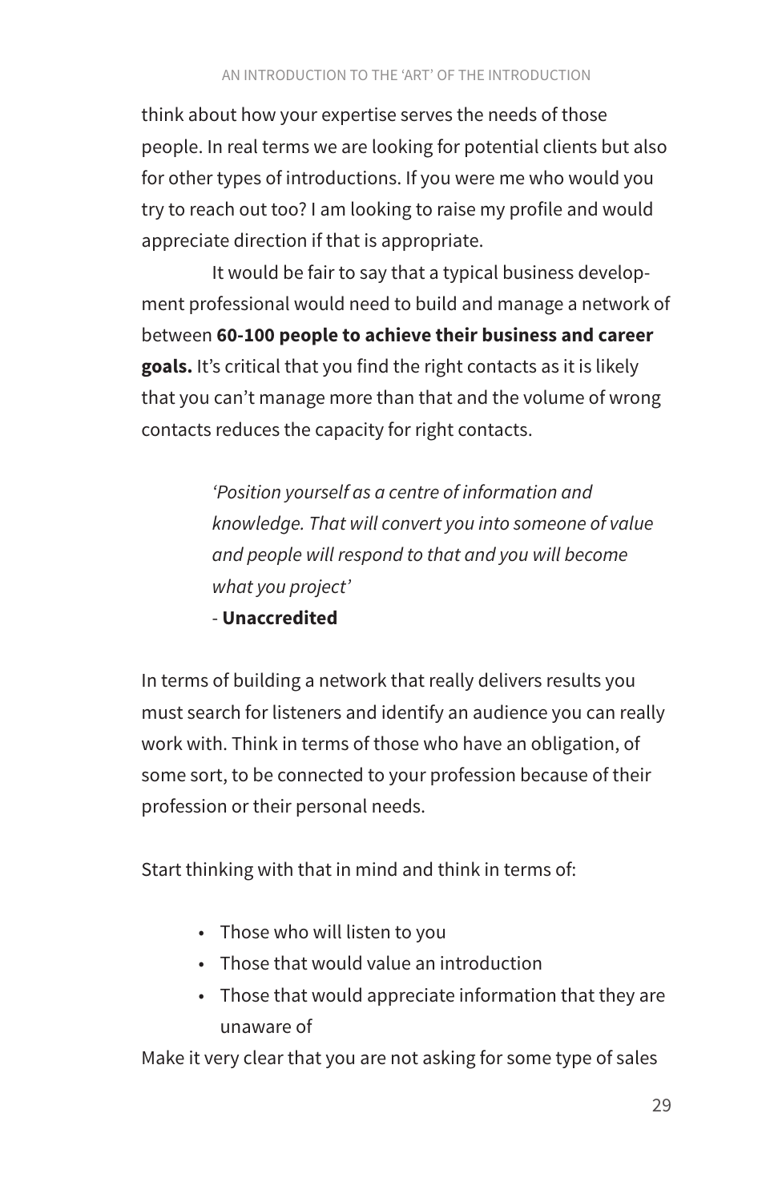think about how your expertise serves the needs of those people. In real terms we are looking for potential clients but also for other types of introductions. If you were me who would you try to reach out too? I am looking to raise my profile and would appreciate direction if that is appropriate.

It would be fair to say that a typical business development professional would need to build and manage a network of between **60-100 people to achieve their business and career goals.** It's critical that you find the right contacts as it is likely that you can't manage more than that and the volume of wrong contacts reduces the capacity for right contacts.

> *'Position yourself as a centre of information and knowledge. That will convert you into someone of value and people will respond to that and you will become what you project'*
> - **Unaccredited**

In terms of building a network that really delivers results you must search for listeners and identify an audience you can really work with. Think in terms of those who have an obligation, of some sort, to be connected to your profession because of their profession or their personal needs.

Start thinking with that in mind and think in terms of:

- Those who will listen to you
- Those that would value an introduction
- Those that would appreciate information that they are unaware of

Make it very clear that you are not asking for some type of sales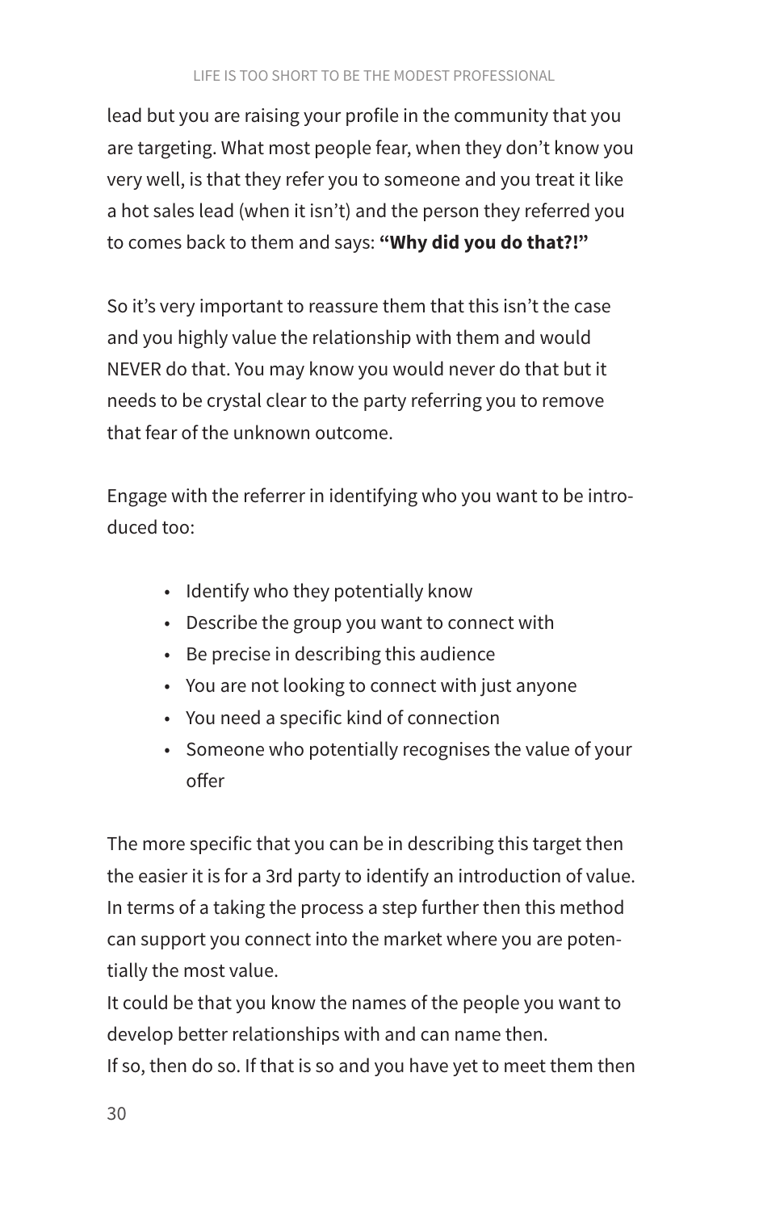lead but you are raising your profile in the community that you are targeting. What most people fear, when they don't know you very well, is that they refer you to someone and you treat it like a hot sales lead (when it isn't) and the person they referred you to comes back to them and says: **"Why did you do that?!"**

So it's very important to reassure them that this isn't the case and you highly value the relationship with them and would NEVER do that. You may know you would never do that but it needs to be crystal clear to the party referring you to remove that fear of the unknown outcome.

Engage with the referrer in identifying who you want to be introduced too:

- Identify who they potentially know
- Describe the group you want to connect with
- Be precise in describing this audience
- You are not looking to connect with just anyone
- You need a specific kind of connection
- Someone who potentially recognises the value of your offer

The more specific that you can be in describing this target then the easier it is for a 3rd party to identify an introduction of value. In terms of a taking the process a step further then this method can support you connect into the market where you are potentially the most value.

It could be that you know the names of the people you want to develop better relationships with and can name then.

If so, then do so. If that is so and you have yet to meet them then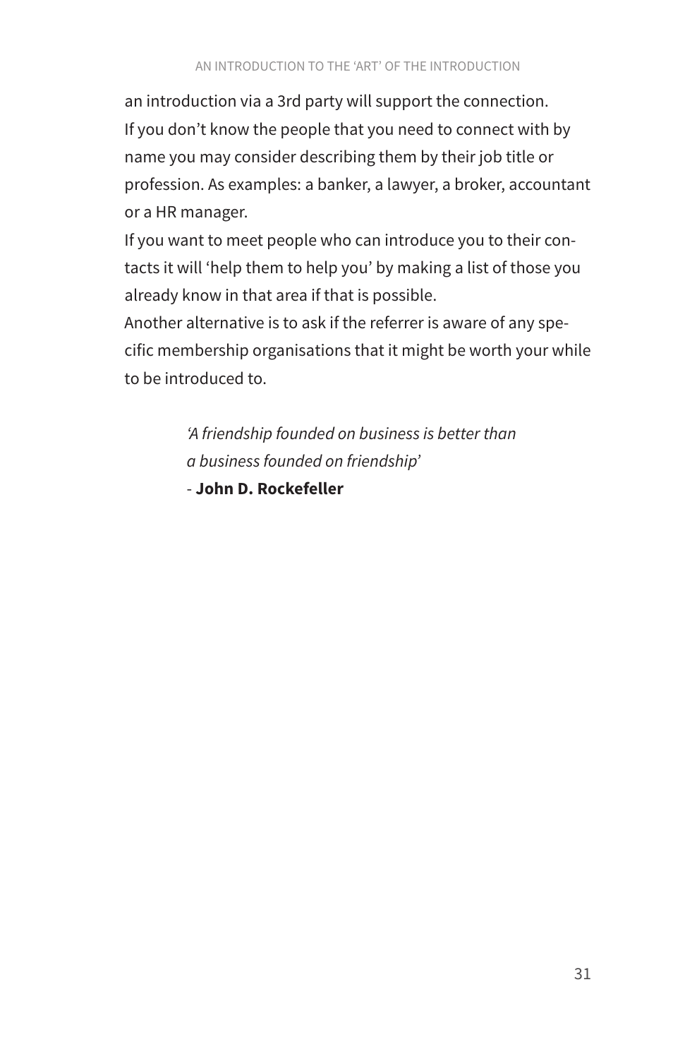an introduction via a 3rd party will support the connection.

If you don't know the people that you need to connect with by name you may consider describing them by their job title or profession. As examples: a banker, a lawyer, a broker, accountant or a HR manager.

If you want to meet people who can introduce you to their contacts it will 'help them to help you' by making a list of those you already know in that area if that is possible.

Another alternative is to ask if the referrer is aware of any specific membership organisations that it might be worth your while to be introduced to.

> *'A friendship founded on business is better than a business founded on friendship'*
> - **John D. Rockefeller**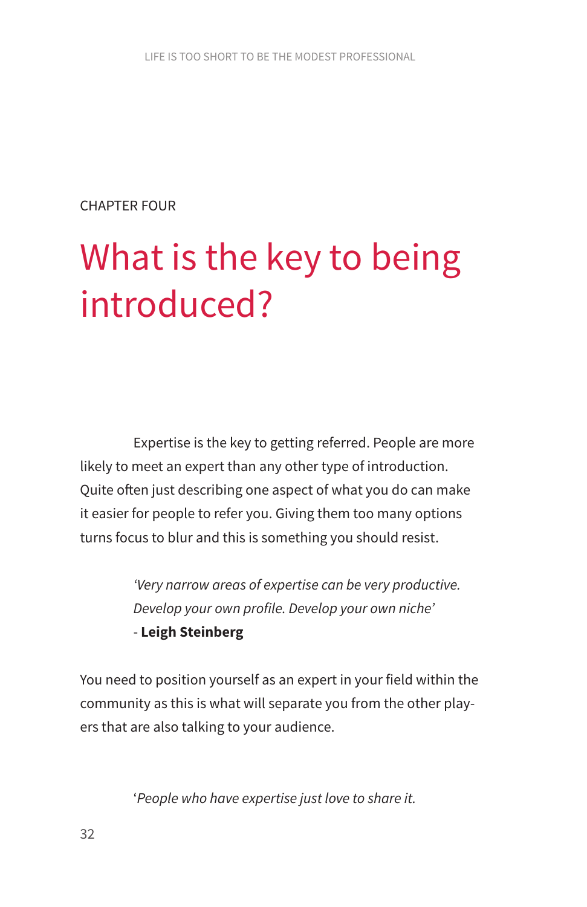CHAPTER FOUR

# What is the key to being introduced?

Expertise is the key to getting referred. People are more likely to meet an expert than any other type of introduction. Quite often just describing one aspect of what you do can make it easier for people to refer you. Giving them too many options turns focus to blur and this is something you should resist.

> *'Very narrow areas of expertise can be very productive. Develop your own profile. Develop your own niche'*
> - **Leigh Steinberg**

You need to position yourself as an expert in your field within the community as this is what will separate you from the other players that are also talking to your audience.

> '*People who have expertise just love to share it.*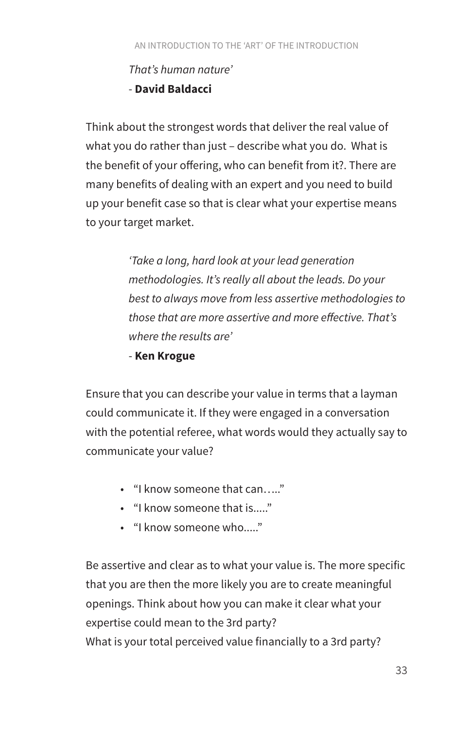*That's human nature'*
- **David Baldacci**

Think about the strongest words that deliver the real value of what you do rather than just – describe what you do. What is the benefit of your offering, who can benefit from it?. There are many benefits of dealing with an expert and you need to build up your benefit case so that is clear what your expertise means to your target market.

> *'Take a long, hard look at your lead generation methodologies. It's really all about the leads. Do your best to always move from less assertive methodologies to those that are more assertive and more effective. That's where the results are'*
> - **Ken Krogue**

Ensure that you can describe your value in terms that a layman could communicate it. If they were engaged in a conversation with the potential referee, what words would they actually say to communicate your value?

- "I know someone that can….."
- "I know someone that is....."
- "I know someone who....."

Be assertive and clear as to what your value is. The more specific that you are then the more likely you are to create meaningful openings. Think about how you can make it clear what your expertise could mean to the 3rd party?
What is your total perceived value financially to a 3rd party?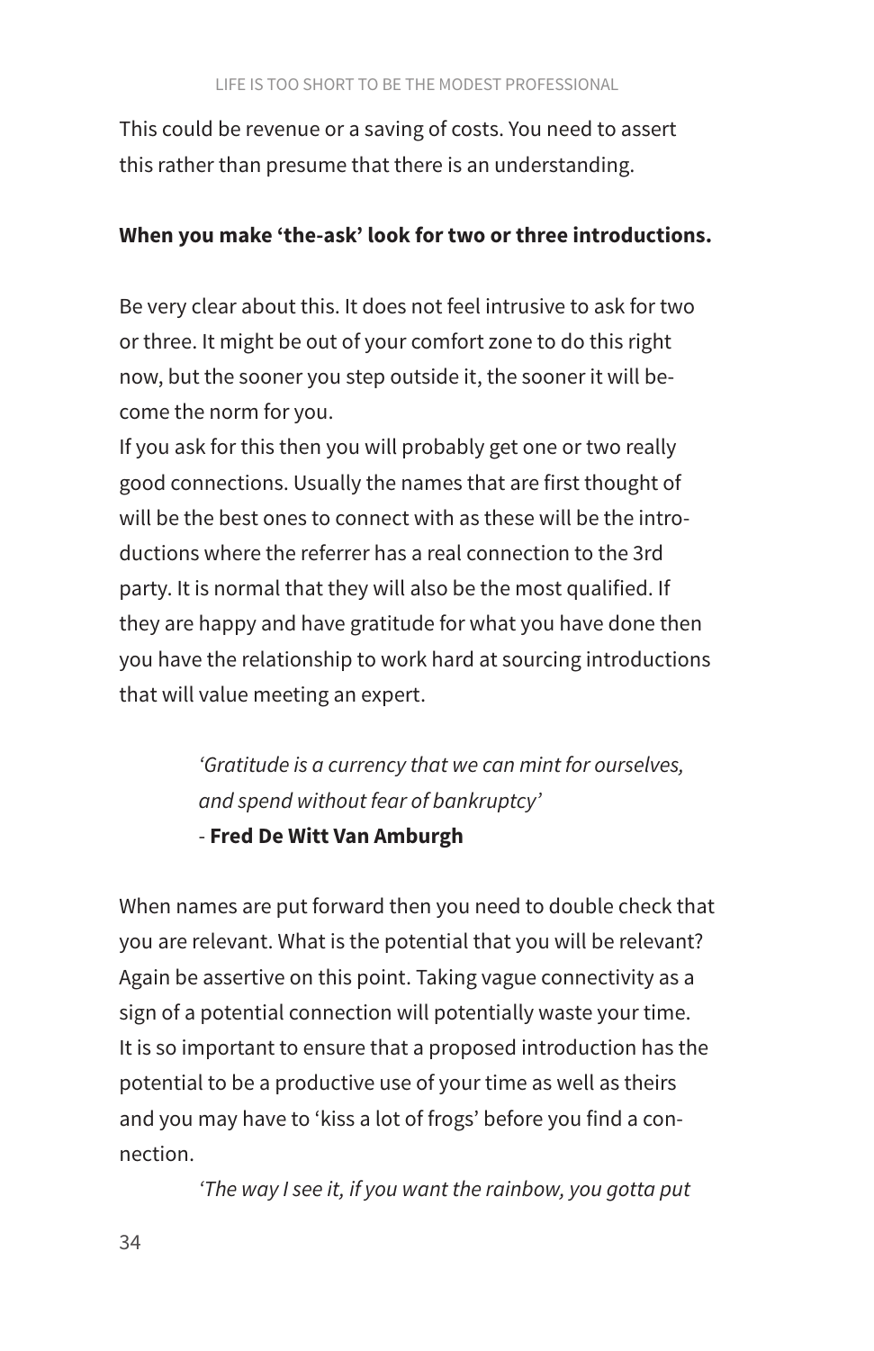This could be revenue or a saving of costs. You need to assert this rather than presume that there is an understanding.

**When you make 'the-ask' look for two or three introductions.**

Be very clear about this. It does not feel intrusive to ask for two or three. It might be out of your comfort zone to do this right now, but the sooner you step outside it, the sooner it will become the norm for you.

If you ask for this then you will probably get one or two really good connections. Usually the names that are first thought of will be the best ones to connect with as these will be the introductions where the referrer has a real connection to the 3rd party. It is normal that they will also be the most qualified. If they are happy and have gratitude for what you have done then you have the relationship to work hard at sourcing introductions that will value meeting an expert.

> *'Gratitude is a currency that we can mint for ourselves, and spend without fear of bankruptcy'*
> - **Fred De Witt Van Amburgh**

When names are put forward then you need to double check that you are relevant. What is the potential that you will be relevant? Again be assertive on this point. Taking vague connectivity as a sign of a potential connection will potentially waste your time. It is so important to ensure that a proposed introduction has the potential to be a productive use of your time as well as theirs and you may have to 'kiss a lot of frogs' before you find a connection.

> *'The way I see it, if you want the rainbow, you gotta put*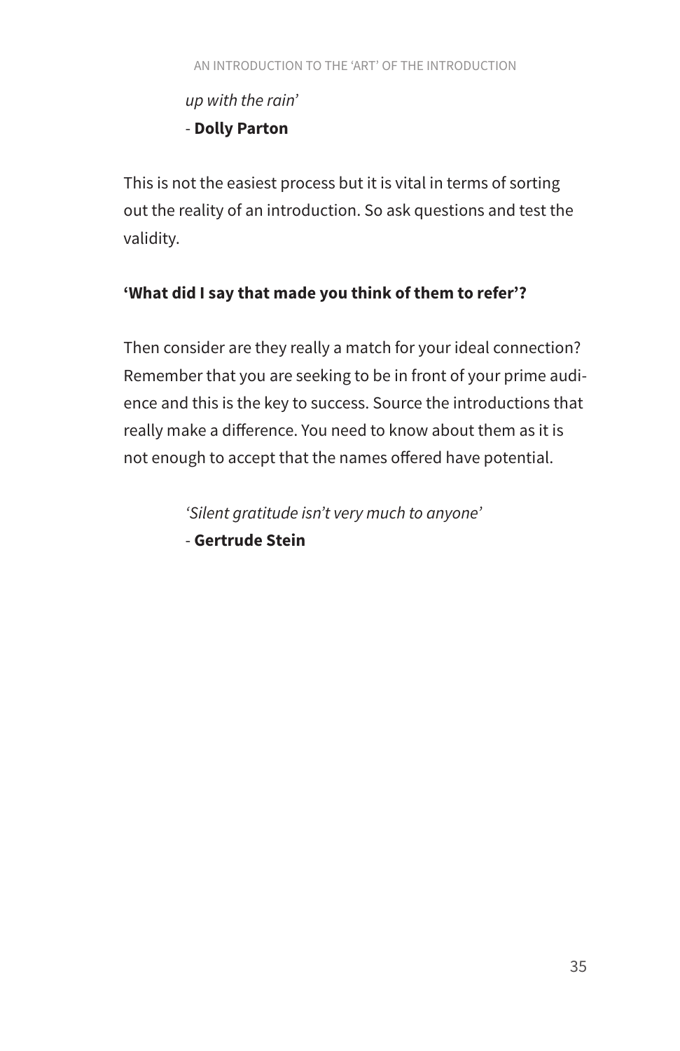*up with the rain'*
\- **Dolly Parton**

This is not the easiest process but it is vital in terms of sorting out the reality of an introduction. So ask questions and test the validity.

**'What did I say that made you think of them to refer'?**

Then consider are they really a match for your ideal connection? Remember that you are seeking to be in front of your prime audience and this is the key to success. Source the introductions that really make a difference. You need to know about them as it is not enough to accept that the names offered have potential.

> *'Silent gratitude isn't very much to anyone'*
> \- **Gertrude Stein**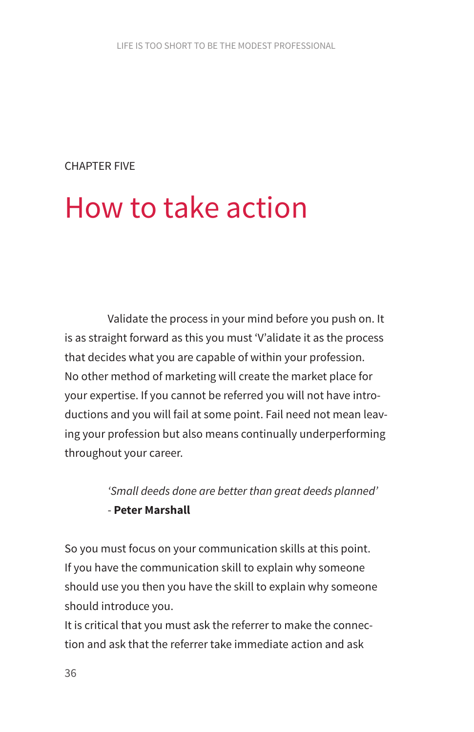CHAPTER FIVE

# How to take action

Validate the process in your mind before you push on. It is as straight forward as this you must 'V'alidate it as the process that decides what you are capable of within your profession. No other method of marketing will create the market place for your expertise. If you cannot be referred you will not have introductions and you will fail at some point. Fail need not mean leaving your profession but also means continually underperforming throughout your career.

> *'Small deeds done are better than great deeds planned'*
> \- **Peter Marshall**

So you must focus on your communication skills at this point. If you have the communication skill to explain why someone should use you then you have the skill to explain why someone should introduce you.
It is critical that you must ask the referrer to make the connection and ask that the referrer take immediate action and ask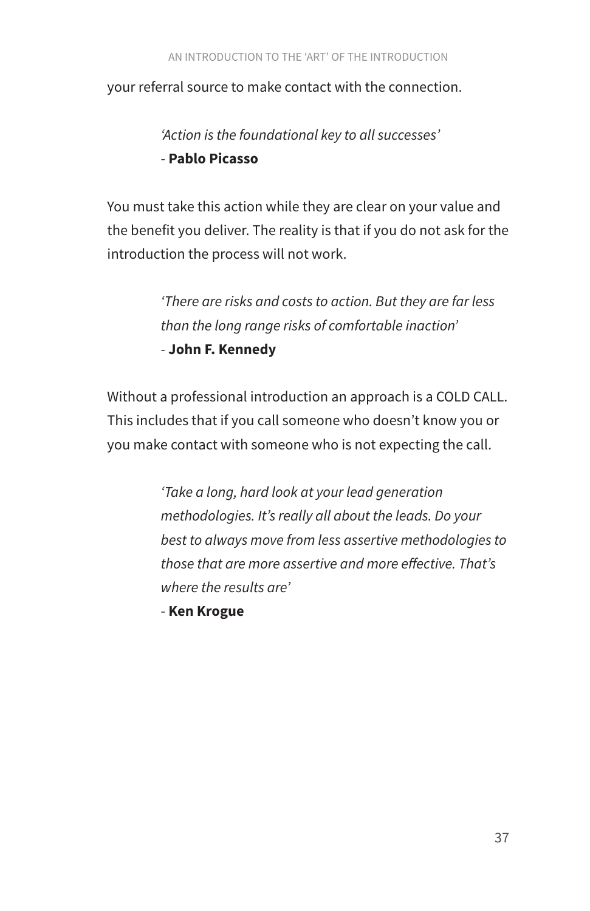your referral source to make contact with the connection.

> *'Action is the foundational key to all successes'*
> \- **Pablo Picasso**

You must take this action while they are clear on your value and the benefit you deliver. The reality is that if you do not ask for the introduction the process will not work.

> *'There are risks and costs to action. But they are far less than the long range risks of comfortable inaction'*
> \- **John F. Kennedy**

Without a professional introduction an approach is a COLD CALL. This includes that if you call someone who doesn't know you or you make contact with someone who is not expecting the call.

> *'Take a long, hard look at your lead generation methodologies. It's really all about the leads. Do your best to always move from less assertive methodologies to those that are more assertive and more effective. That's where the results are'*
> \- **Ken Krogue**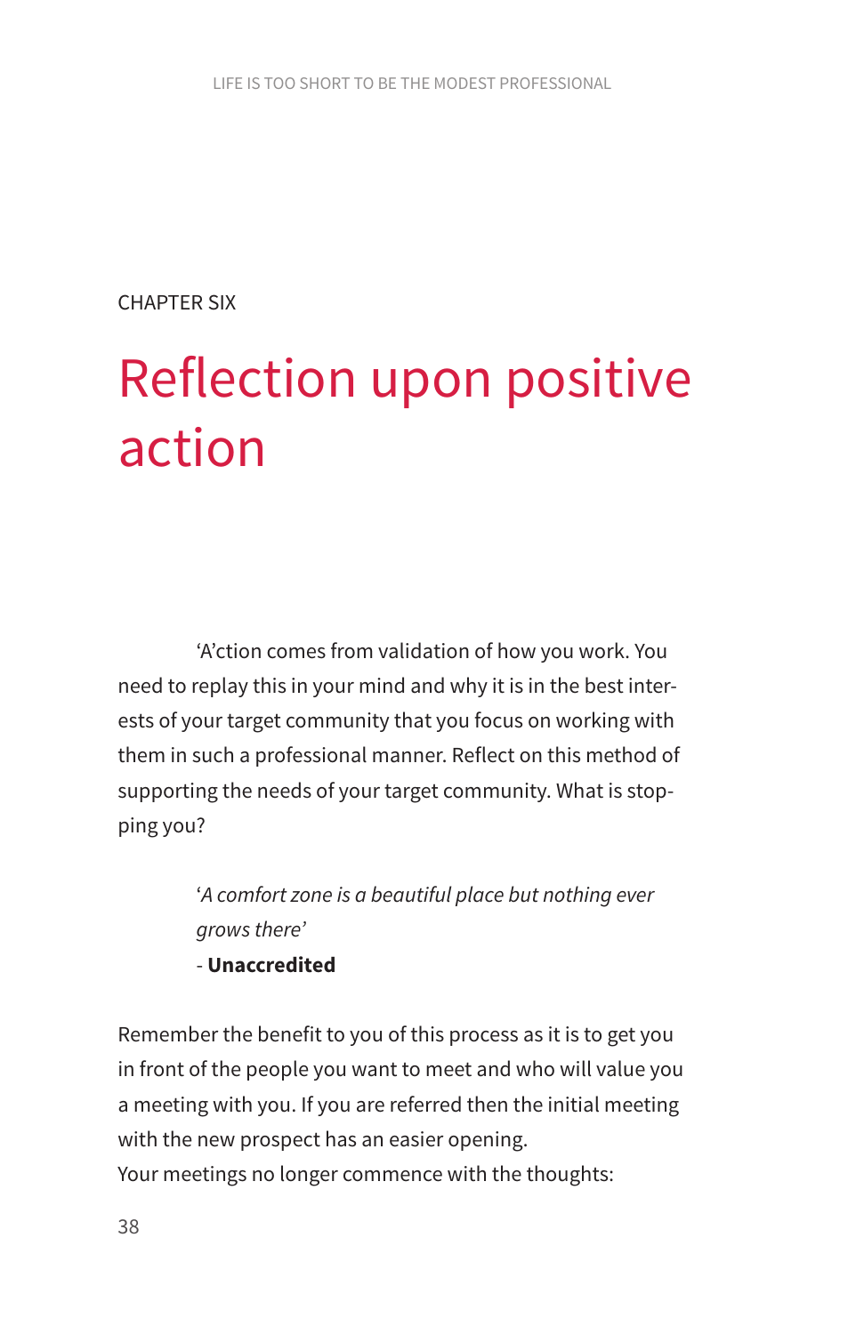CHAPTER SIX

# Reflection upon positive action

'A'ction comes from validation of how you work. You need to replay this in your mind and why it is in the best interests of your target community that you focus on working with them in such a professional manner. Reflect on this method of supporting the needs of your target community. What is stopping you?

> '*A comfort zone is a beautiful place but nothing ever grows there*'
> - **Unaccredited**

Remember the benefit to you of this process as it is to get you in front of the people you want to meet and who will value you a meeting with you. If you are referred then the initial meeting with the new prospect has an easier opening.

Your meetings no longer commence with the thoughts: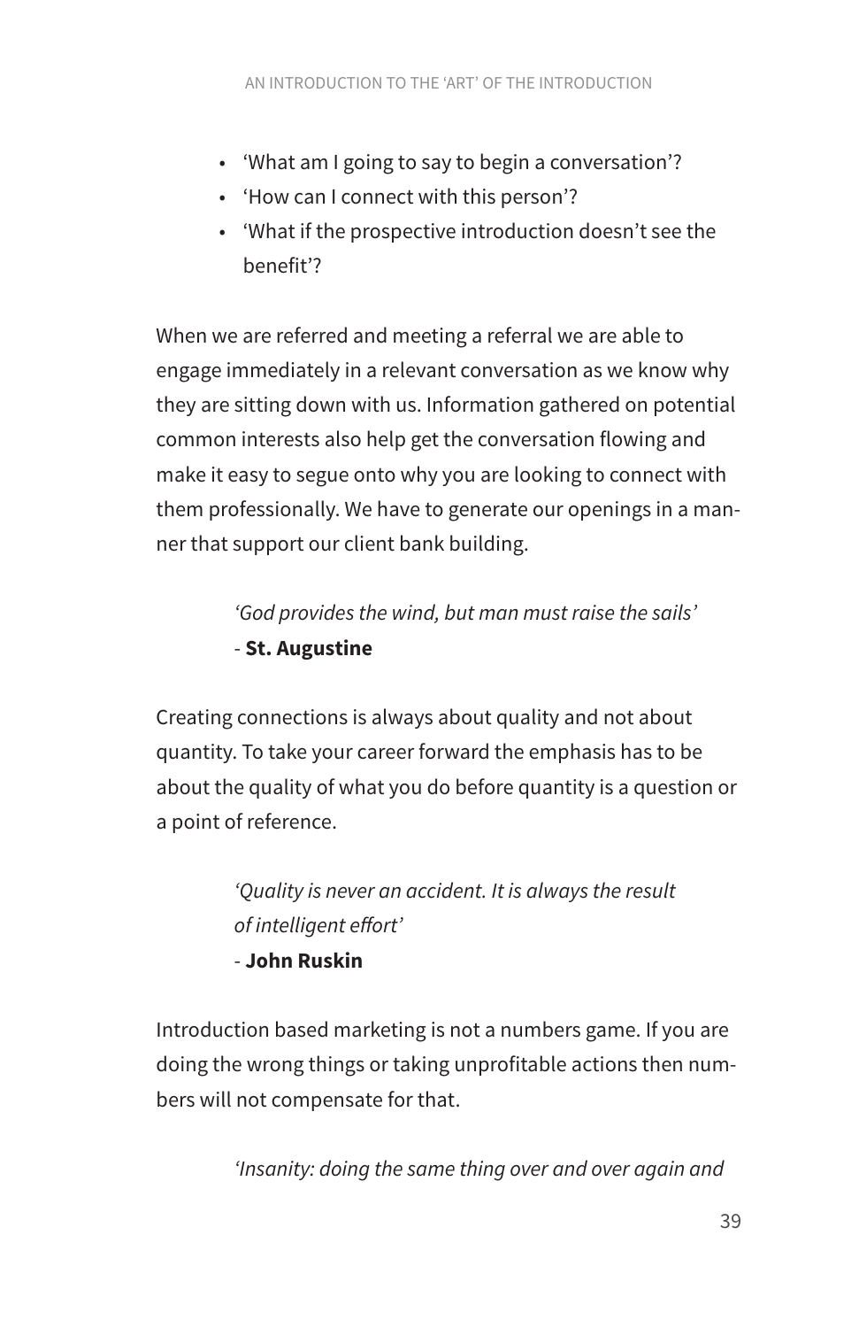- 'What am I going to say to begin a conversation'?
- 'How can I connect with this person'?
- 'What if the prospective introduction doesn't see the benefit'?

When we are referred and meeting a referral we are able to engage immediately in a relevant conversation as we know why they are sitting down with us. Information gathered on potential common interests also help get the conversation flowing and make it easy to segue onto why you are looking to connect with them professionally. We have to generate our openings in a manner that support our client bank building.

> *'God provides the wind, but man must raise the sails'*
> - **St. Augustine**

Creating connections is always about quality and not about quantity. To take your career forward the emphasis has to be about the quality of what you do before quantity is a question or a point of reference.

> *'Quality is never an accident. It is always the result of intelligent effort'*
> - **John Ruskin**

Introduction based marketing is not a numbers game. If you are doing the wrong things or taking unprofitable actions then numbers will not compensate for that.

> *'Insanity: doing the same thing over and over again and*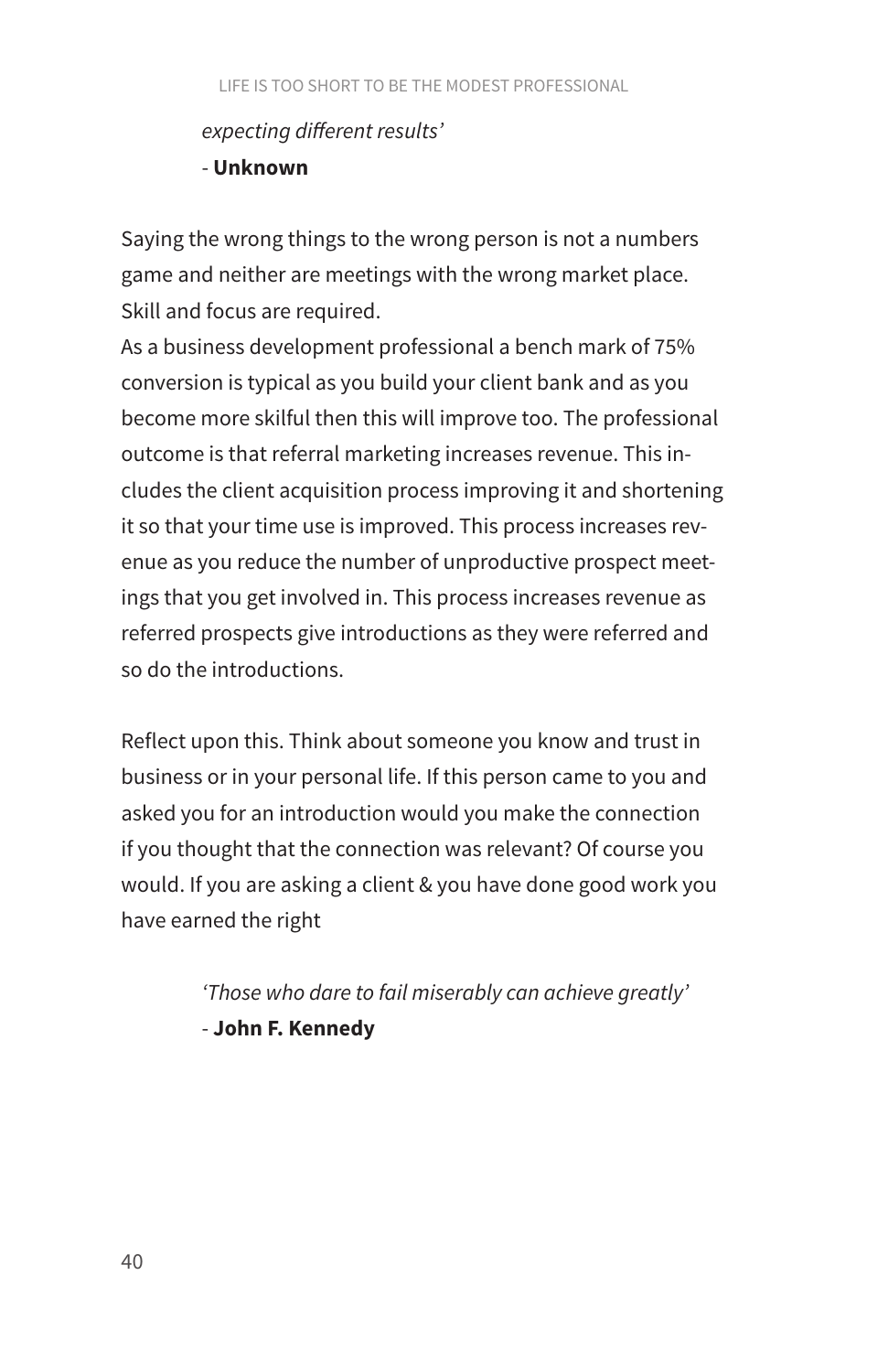> *expecting different results'*
> - **Unknown**

Saying the wrong things to the wrong person is not a numbers game and neither are meetings with the wrong market place. Skill and focus are required.
As a business development professional a bench mark of 75% conversion is typical as you build your client bank and as you become more skilful then this will improve too. The professional outcome is that referral marketing increases revenue. This includes the client acquisition process improving it and shortening it so that your time use is improved. This process increases revenue as you reduce the number of unproductive prospect meetings that you get involved in. This process increases revenue as referred prospects give introductions as they were referred and so do the introductions.

Reflect upon this. Think about someone you know and trust in business or in your personal life. If this person came to you and asked you for an introduction would you make the connection if you thought that the connection was relevant? Of course you would. If you are asking a client & you have done good work you have earned the right

> *'Those who dare to fail miserably can achieve greatly'*
> - **John F. Kennedy**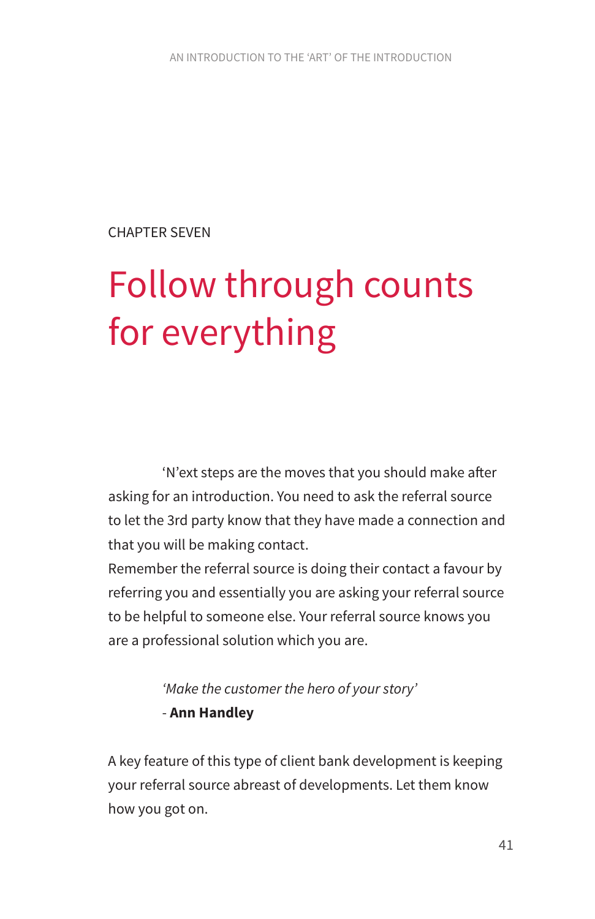CHAPTER SEVEN

# Follow through counts for everything

‘N’ext steps are the moves that you should make after asking for an introduction. You need to ask the referral source to let the 3rd party know that they have made a connection and that you will be making contact.
Remember the referral source is doing their contact a favour by referring you and essentially you are asking your referral source to be helpful to someone else. Your referral source knows you are a professional solution which you are.

> *‘Make the customer the hero of your story’*
> - **Ann Handley**

A key feature of this type of client bank development is keeping your referral source abreast of developments. Let them know how you got on.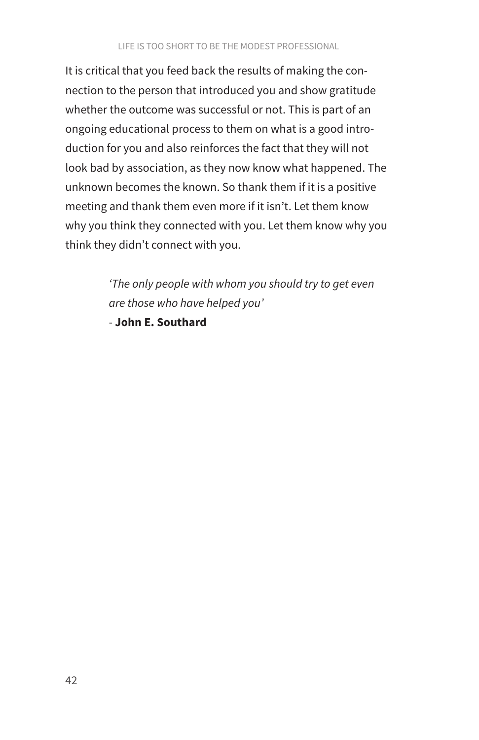It is critical that you feed back the results of making the connection to the person that introduced you and show gratitude whether the outcome was successful or not. This is part of an ongoing educational process to them on what is a good introduction for you and also reinforces the fact that they will not look bad by association, as they now know what happened. The unknown becomes the known. So thank them if it is a positive meeting and thank them even more if it isn't. Let them know why you think they connected with you. Let them know why you think they didn't connect with you.

> *'The only people with whom you should try to get even are those who have helped you'*
> \- **John E. Southard**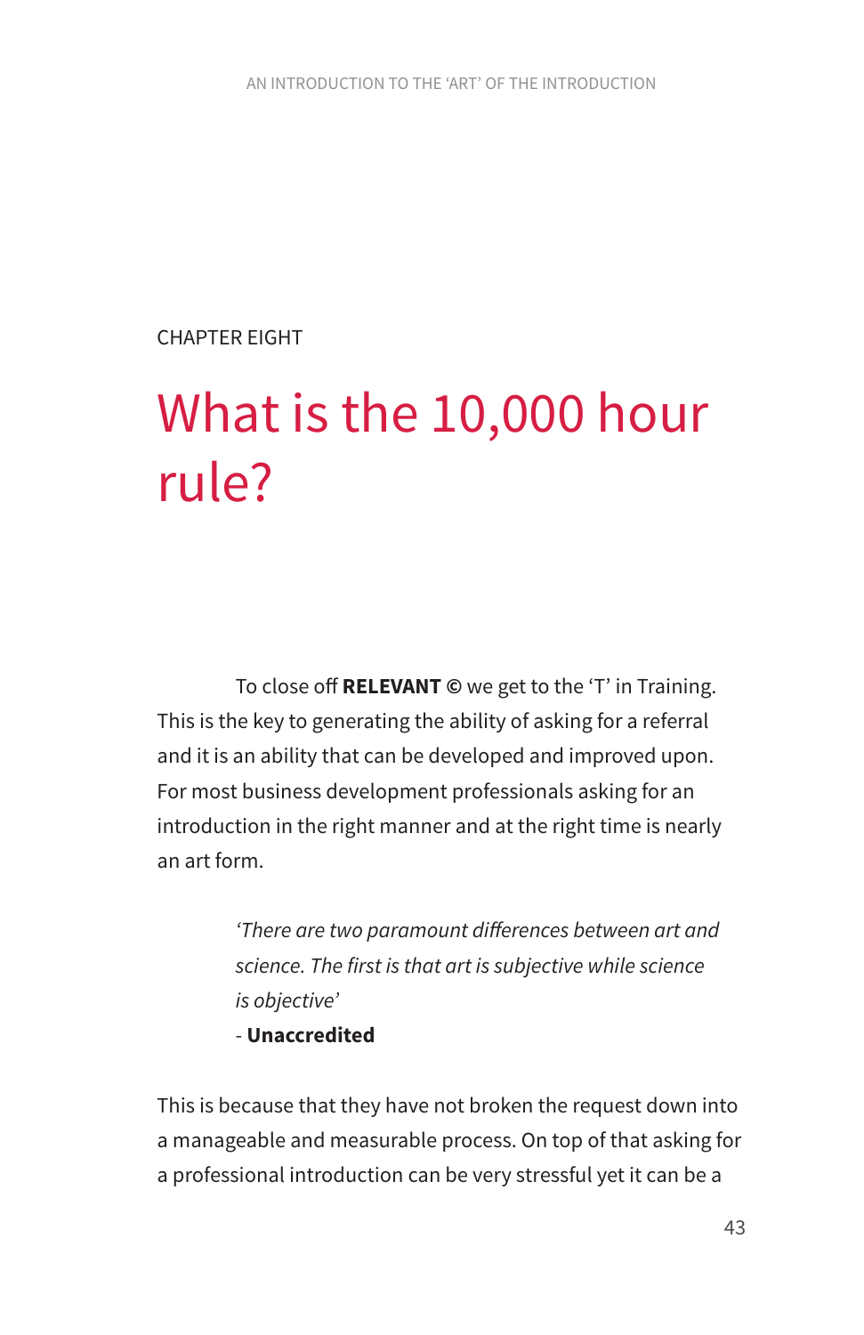CHAPTER EIGHT

# What is the 10,000 hour rule?

To close off **RELEVANT ©** we get to the 'T' in Training. This is the key to generating the ability of asking for a referral and it is an ability that can be developed and improved upon. For most business development professionals asking for an introduction in the right manner and at the right time is nearly an art form.

> *'There are two paramount differences between art and science. The first is that art is subjective while science is objective'*
> \- **Unaccredited**

This is because that they have not broken the request down into a manageable and measurable process. On top of that asking for a professional introduction can be very stressful yet it can be a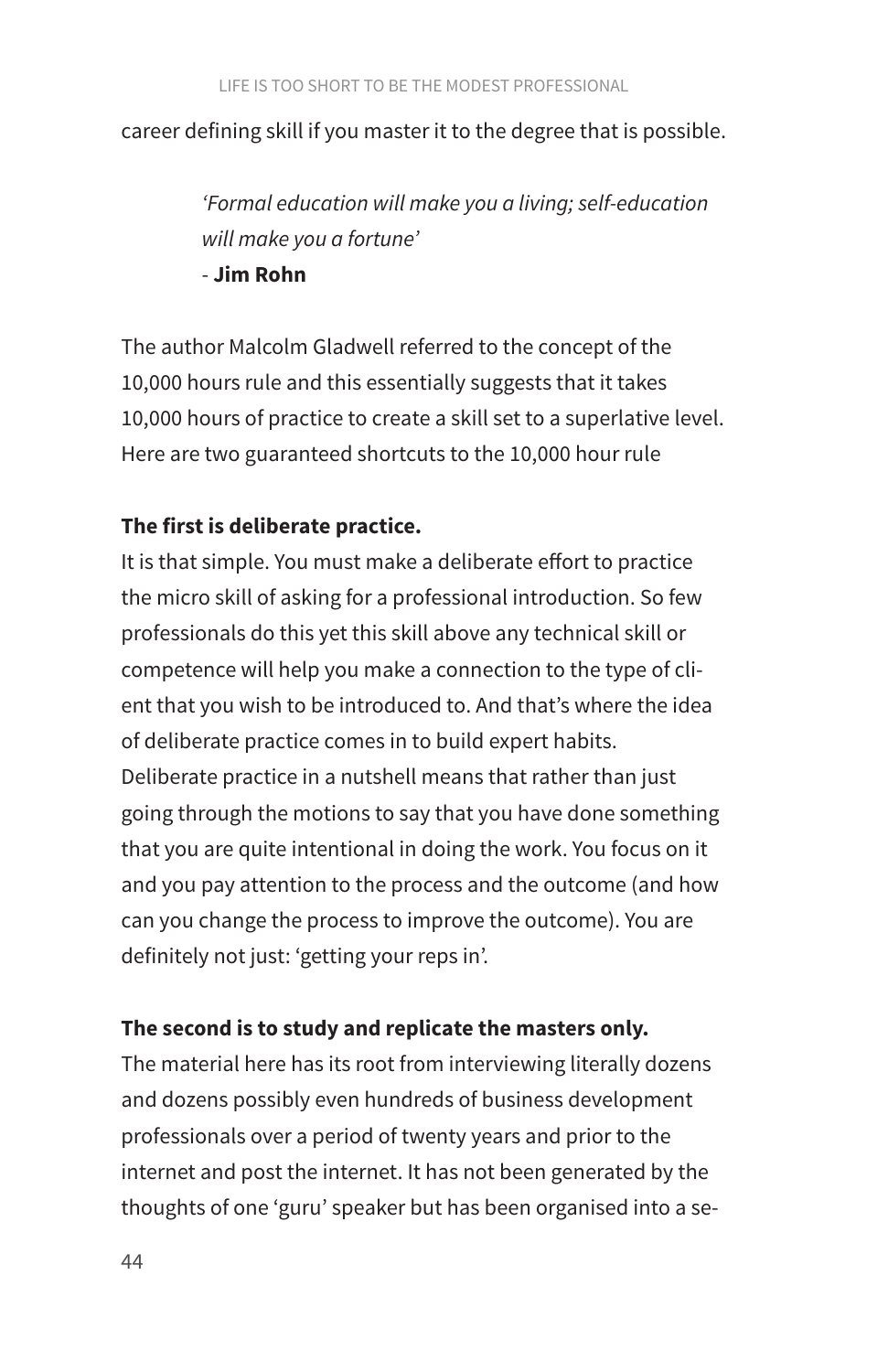career defining skill if you master it to the degree that is possible.

> *'Formal education will make you a living; self-education will make you a fortune'*
> - **Jim Rohn**

The author Malcolm Gladwell referred to the concept of the 10,000 hours rule and this essentially suggests that it takes 10,000 hours of practice to create a skill set to a superlative level. Here are two guaranteed shortcuts to the 10,000 hour rule

**The first is deliberate practice.**

It is that simple. You must make a deliberate effort to practice the micro skill of asking for a professional introduction. So few professionals do this yet this skill above any technical skill or competence will help you make a connection to the type of client that you wish to be introduced to. And that's where the idea of deliberate practice comes in to build expert habits.
Deliberate practice in a nutshell means that rather than just going through the motions to say that you have done something that you are quite intentional in doing the work. You focus on it and you pay attention to the process and the outcome (and how can you change the process to improve the outcome). You are definitely not just: 'getting your reps in'.

**The second is to study and replicate the masters only.**

The material here has its root from interviewing literally dozens and dozens possibly even hundreds of business development professionals over a period of twenty years and prior to the internet and post the internet. It has not been generated by the thoughts of one 'guru' speaker but has been organised into a se-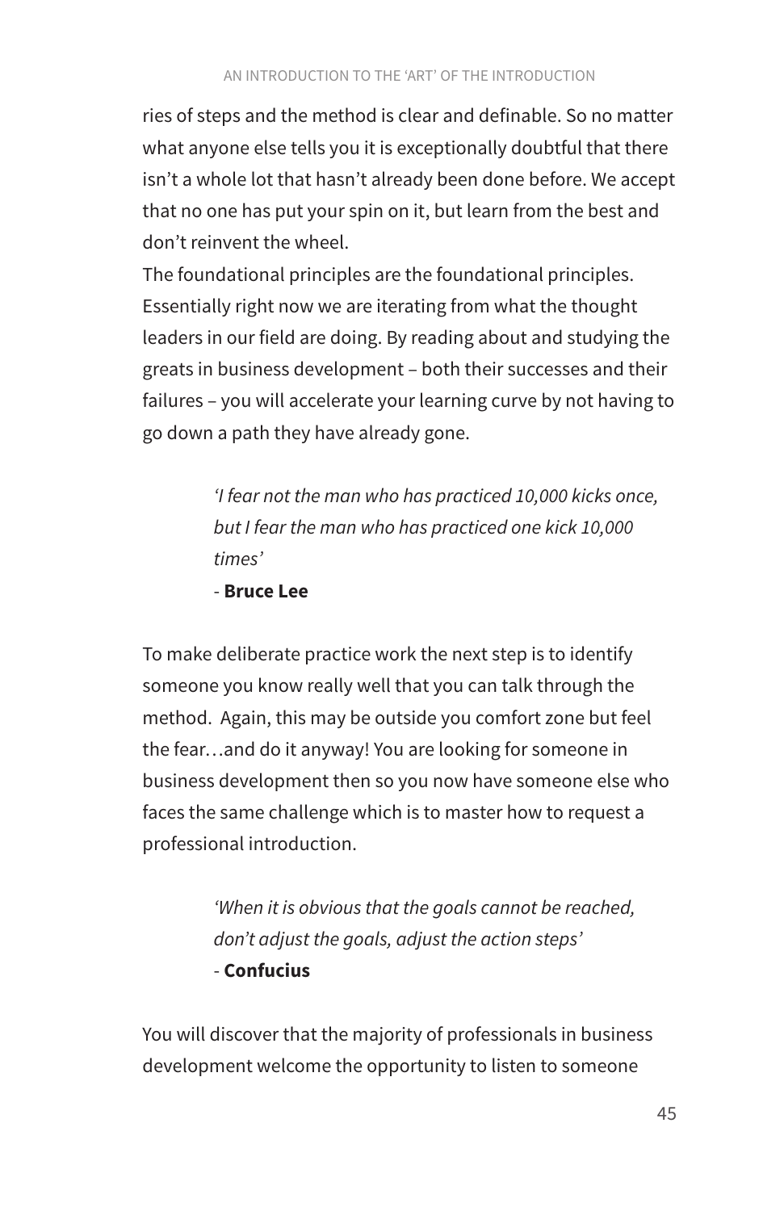ries of steps and the method is clear and definable. So no matter what anyone else tells you it is exceptionally doubtful that there isn't a whole lot that hasn't already been done before. We accept that no one has put your spin on it, but learn from the best and don't reinvent the wheel.

The foundational principles are the foundational principles. Essentially right now we are iterating from what the thought leaders in our field are doing. By reading about and studying the greats in business development – both their successes and their failures – you will accelerate your learning curve by not having to go down a path they have already gone.

> *'I fear not the man who has practiced 10,000 kicks once, but I fear the man who has practiced one kick 10,000 times'*
>
> \- **Bruce Lee**

To make deliberate practice work the next step is to identify someone you know really well that you can talk through the method. Again, this may be outside you comfort zone but feel the fear…and do it anyway! You are looking for someone in business development then so you now have someone else who faces the same challenge which is to master how to request a professional introduction.

> *'When it is obvious that the goals cannot be reached, don't adjust the goals, adjust the action steps'*
>
> \- **Confucius**

You will discover that the majority of professionals in business development welcome the opportunity to listen to someone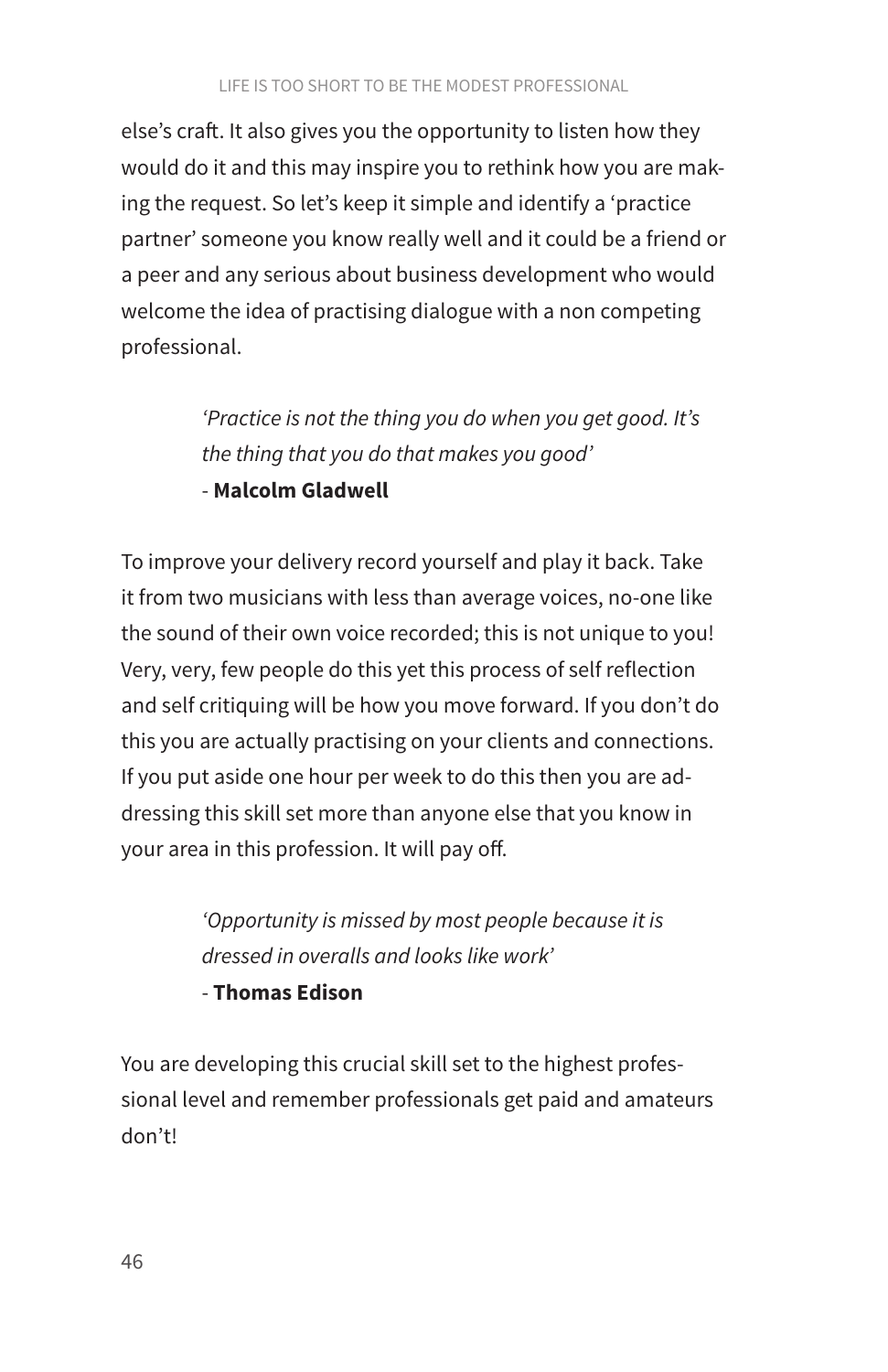else's craft. It also gives you the opportunity to listen how they would do it and this may inspire you to rethink how you are making the request. So let's keep it simple and identify a 'practice partner' someone you know really well and it could be a friend or a peer and any serious about business development who would welcome the idea of practising dialogue with a non competing professional.

> *'Practice is not the thing you do when you get good. It's the thing that you do that makes you good'*
> - **Malcolm Gladwell**

To improve your delivery record yourself and play it back. Take it from two musicians with less than average voices, no-one like the sound of their own voice recorded; this is not unique to you! Very, very, few people do this yet this process of self reflection and self critiquing will be how you move forward. If you don't do this you are actually practising on your clients and connections. If you put aside one hour per week to do this then you are addressing this skill set more than anyone else that you know in your area in this profession. It will pay off.

> *'Opportunity is missed by most people because it is dressed in overalls and looks like work'*
> - **Thomas Edison**

You are developing this crucial skill set to the highest professional level and remember professionals get paid and amateurs don't!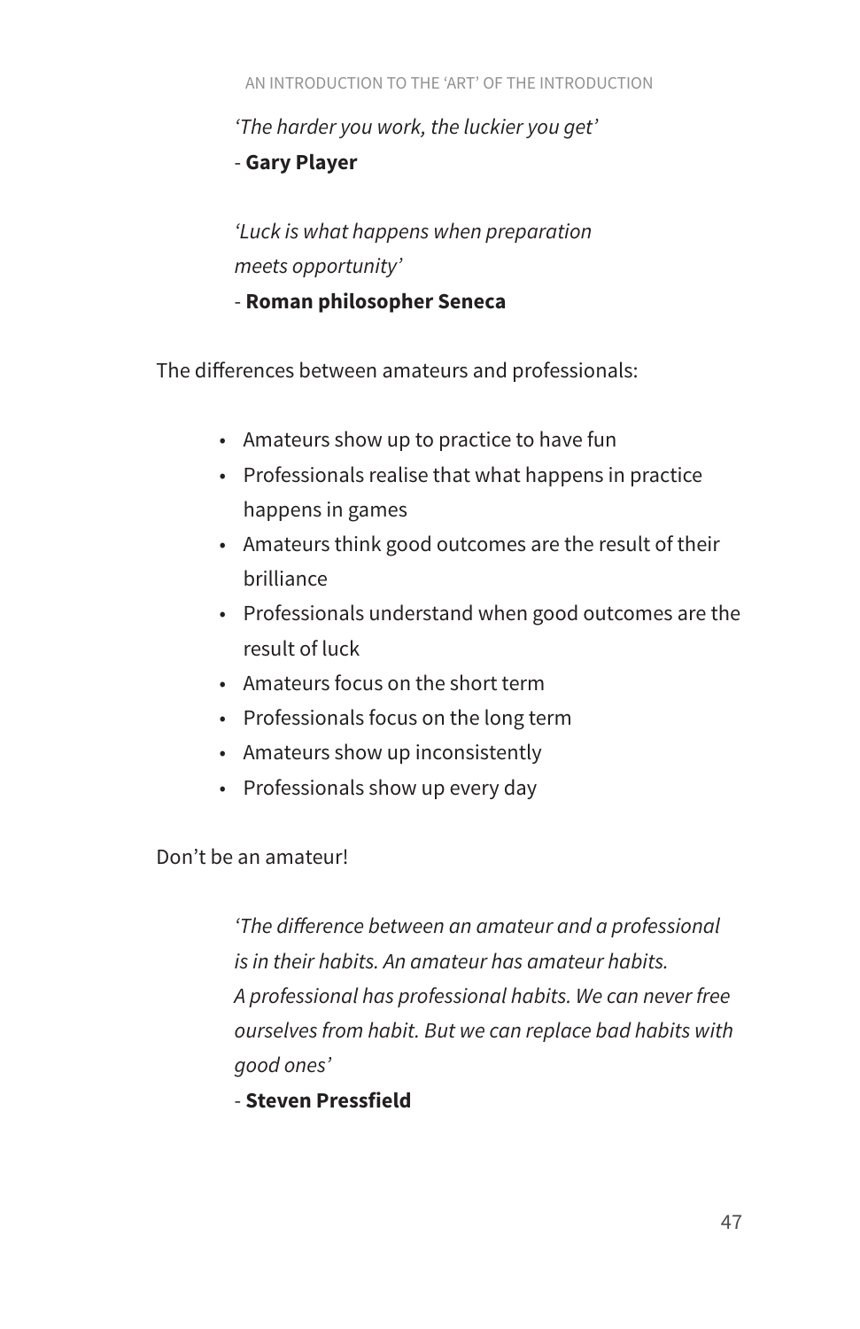*'The harder you work, the luckier you get'*

\- **Gary Player**

*'Luck is what happens when preparation meets opportunity'*

\- **Roman philosopher Seneca**

The differences between amateurs and professionals:

- Amateurs show up to practice to have fun
- Professionals realise that what happens in practice happens in games
- Amateurs think good outcomes are the result of their brilliance
- Professionals understand when good outcomes are the result of luck
- Amateurs focus on the short term
- Professionals focus on the long term
- Amateurs show up inconsistently
- Professionals show up every day

Don't be an amateur!

*'The difference between an amateur and a professional is in their habits. An amateur has amateur habits. A professional has professional habits. We can never free ourselves from habit. But we can replace bad habits with good ones'*

\- **Steven Pressfield**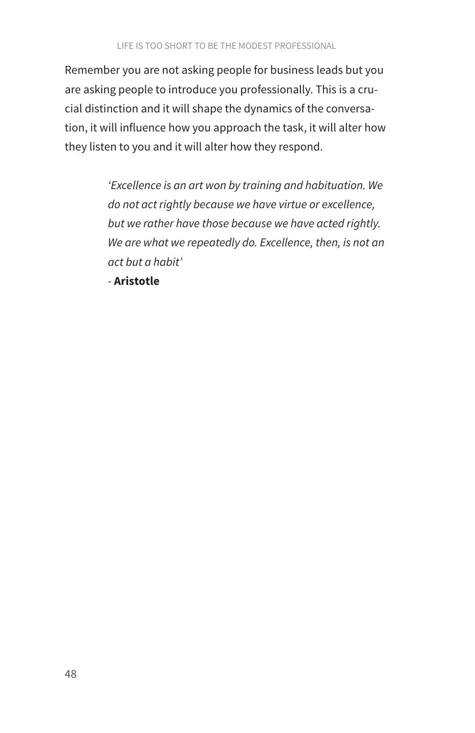Remember you are not asking people for business leads but you are asking people to introduce you professionally. This is a crucial distinction and it will shape the dynamics of the conversation, it will influence how you approach the task, it will alter how they listen to you and it will alter how they respond.

> *'Excellence is an art won by training and habituation. We do not act rightly because we have virtue or excellence, but we rather have those because we have acted rightly. We are what we repeatedly do. Excellence, then, is not an act but a habit'*
>
> - **Aristotle**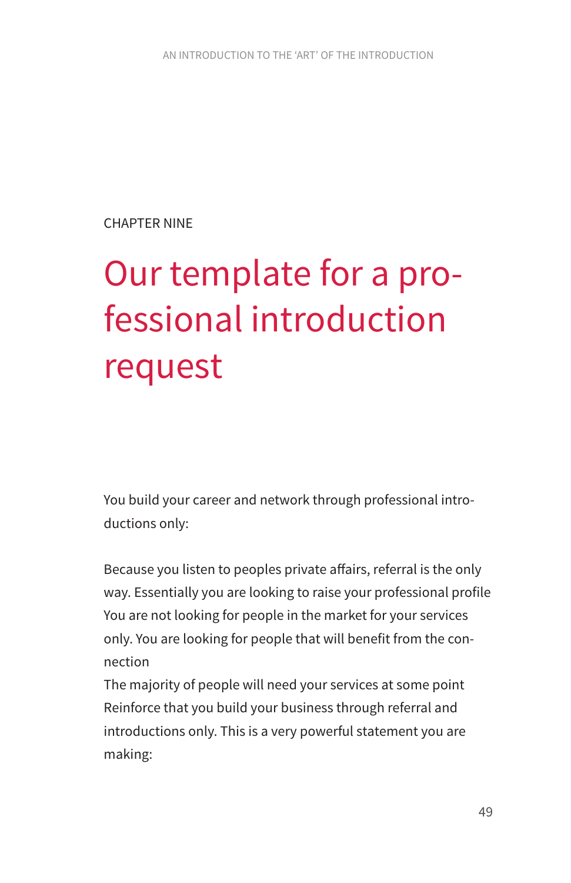CHAPTER NINE

# Our template for a professional introduction request

You build your career and network through professional introductions only:

Because you listen to peoples private affairs, referral is the only way. Essentially you are looking to raise your professional profile You are not looking for people in the market for your services only. You are looking for people that will benefit from the connection
The majority of people will need your services at some point
Reinforce that you build your business through referral and introductions only. This is a very powerful statement you are making: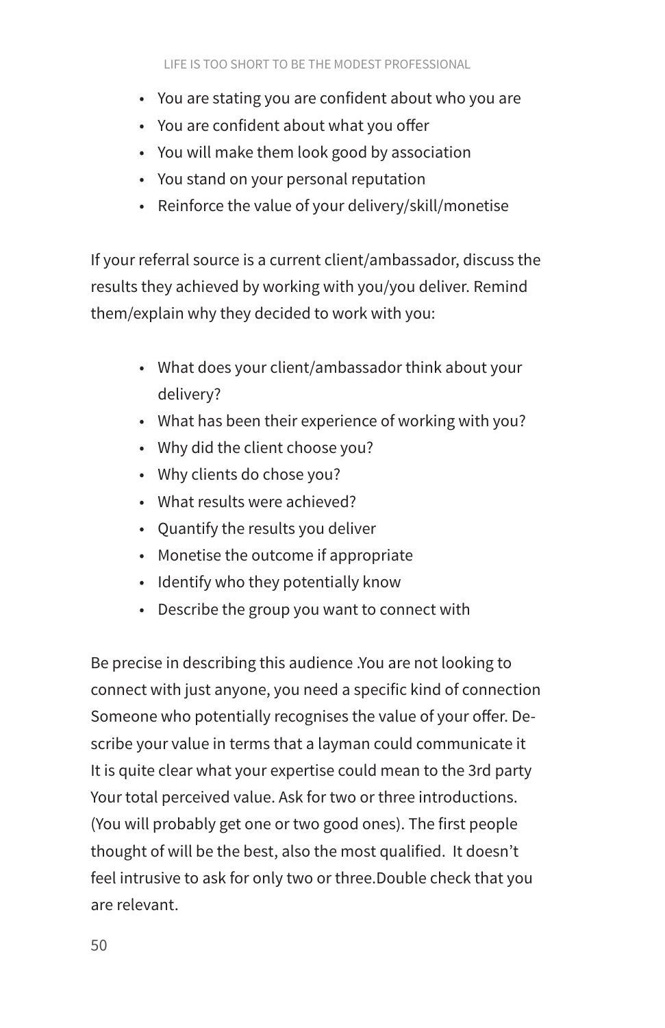- You are stating you are confident about who you are
- You are confident about what you offer
- You will make them look good by association
- You stand on your personal reputation
- Reinforce the value of your delivery/skill/monetise

If your referral source is a current client/ambassador, discuss the results they achieved by working with you/you deliver. Remind them/explain why they decided to work with you:

- What does your client/ambassador think about your delivery?
- What has been their experience of working with you?
- Why did the client choose you?
- Why clients do chose you?
- What results were achieved?
- Quantify the results you deliver
- Monetise the outcome if appropriate
- Identify who they potentially know
- Describe the group you want to connect with

Be precise in describing this audience .You are not looking to connect with just anyone, you need a specific kind of connection Someone who potentially recognises the value of your offer. Describe your value in terms that a layman could communicate it It is quite clear what your expertise could mean to the 3rd party Your total perceived value. Ask for two or three introductions. (You will probably get one or two good ones). The first people thought of will be the best, also the most qualified. It doesn't feel intrusive to ask for only two or three.Double check that you are relevant.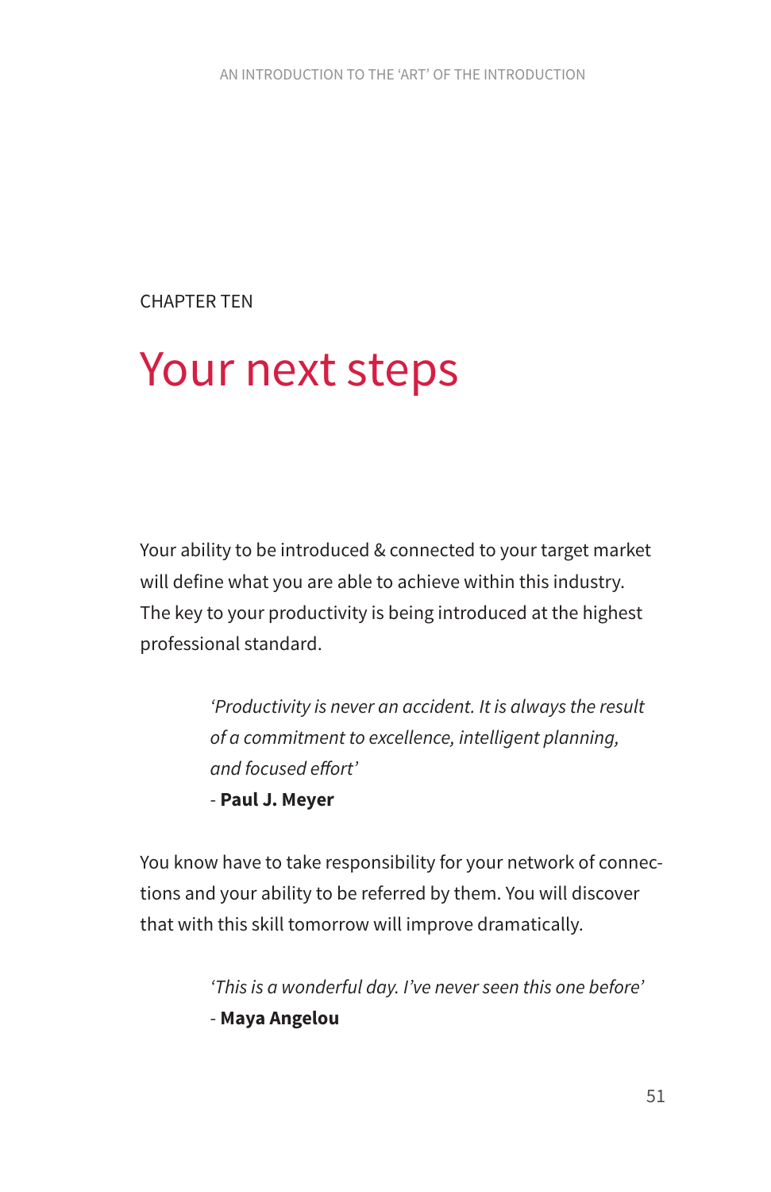CHAPTER TEN

# Your next steps

Your ability to be introduced & connected to your target market will define what you are able to achieve within this industry. The key to your productivity is being introduced at the highest professional standard.

> *'Productivity is never an accident. It is always the result of a commitment to excellence, intelligent planning, and focused effort'*
> - **Paul J. Meyer**

You know have to take responsibility for your network of connections and your ability to be referred by them. You will discover that with this skill tomorrow will improve dramatically.

> *'This is a wonderful day. I've never seen this one before'*
> - **Maya Angelou**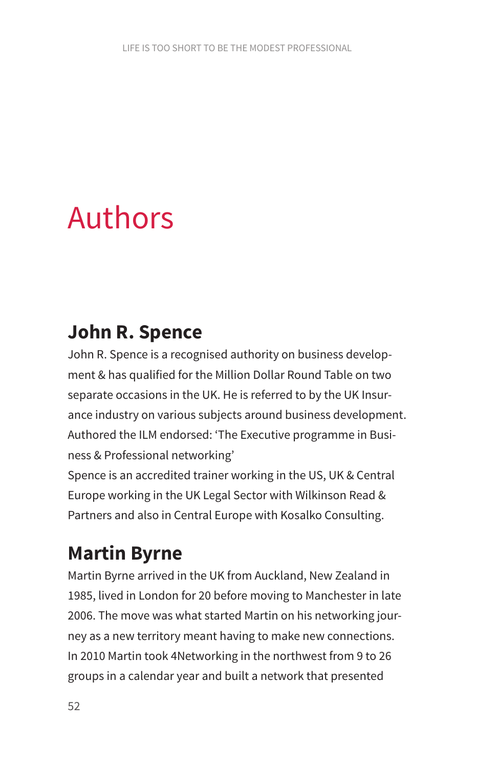# Authors

## John R. Spence

John R. Spence is a recognised authority on business development & has qualified for the Million Dollar Round Table on two separate occasions in the UK. He is referred to by the UK Insurance industry on various subjects around business development. Authored the ILM endorsed: 'The Executive programme in Business & Professional networking'

Spence is an accredited trainer working in the US, UK & Central Europe working in the UK Legal Sector with Wilkinson Read & Partners and also in Central Europe with Kosalko Consulting.

## Martin Byrne

Martin Byrne arrived in the UK from Auckland, New Zealand in 1985, lived in London for 20 before moving to Manchester in late 2006. The move was what started Martin on his networking journey as a new territory meant having to make new connections. In 2010 Martin took 4Networking in the northwest from 9 to 26 groups in a calendar year and built a network that presented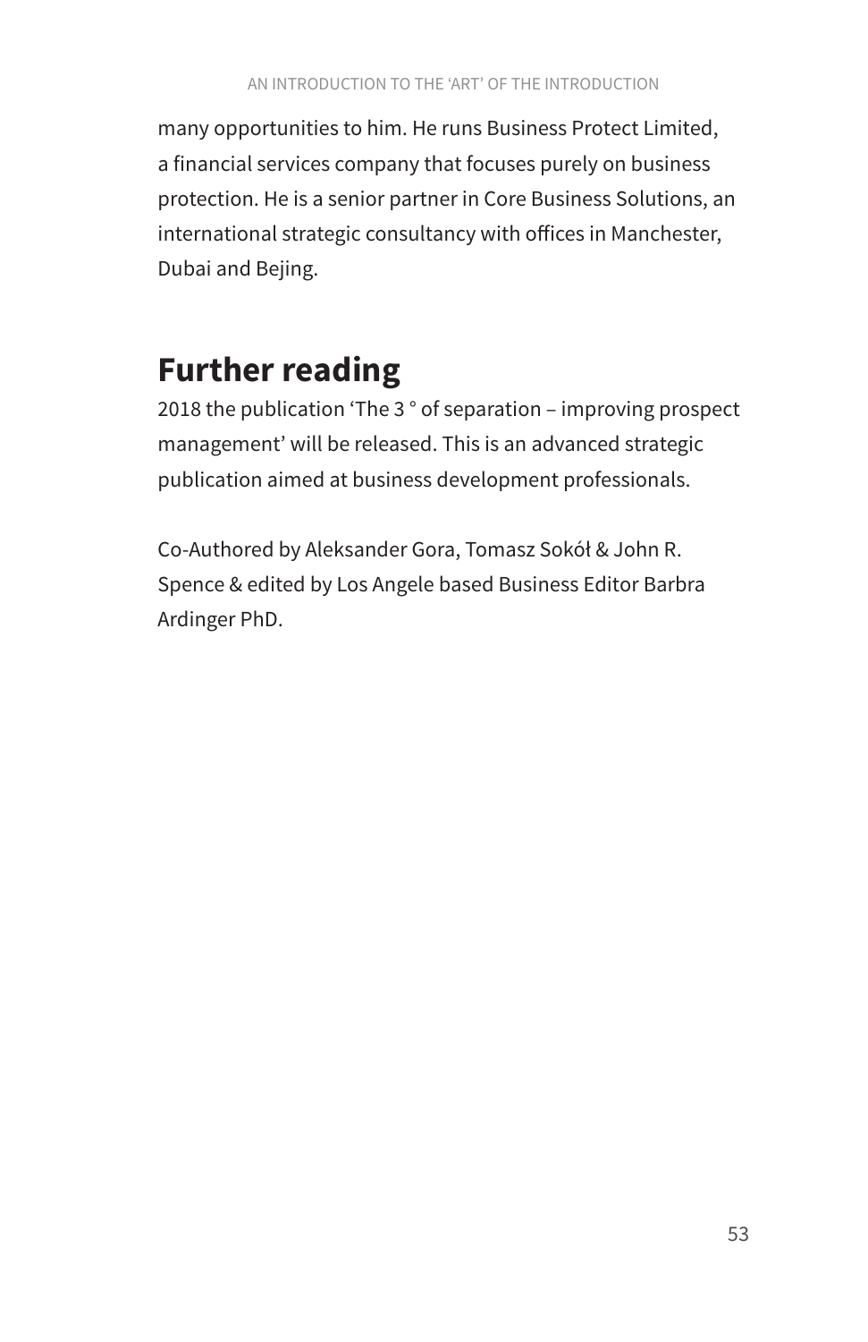many opportunities to him. He runs Business Protect Limited, a financial services company that focuses purely on business protection. He is a senior partner in Core Business Solutions, an international strategic consultancy with offices in Manchester, Dubai and Bejing.

## Further reading

2018 the publication 'The 3 ° of separation – improving prospect management' will be released. This is an advanced strategic publication aimed at business development professionals.

Co-Authored by Aleksander Gora, Tomasz Sokół & John R. Spence & edited by Los Angele based Business Editor Barbra Ardinger PhD.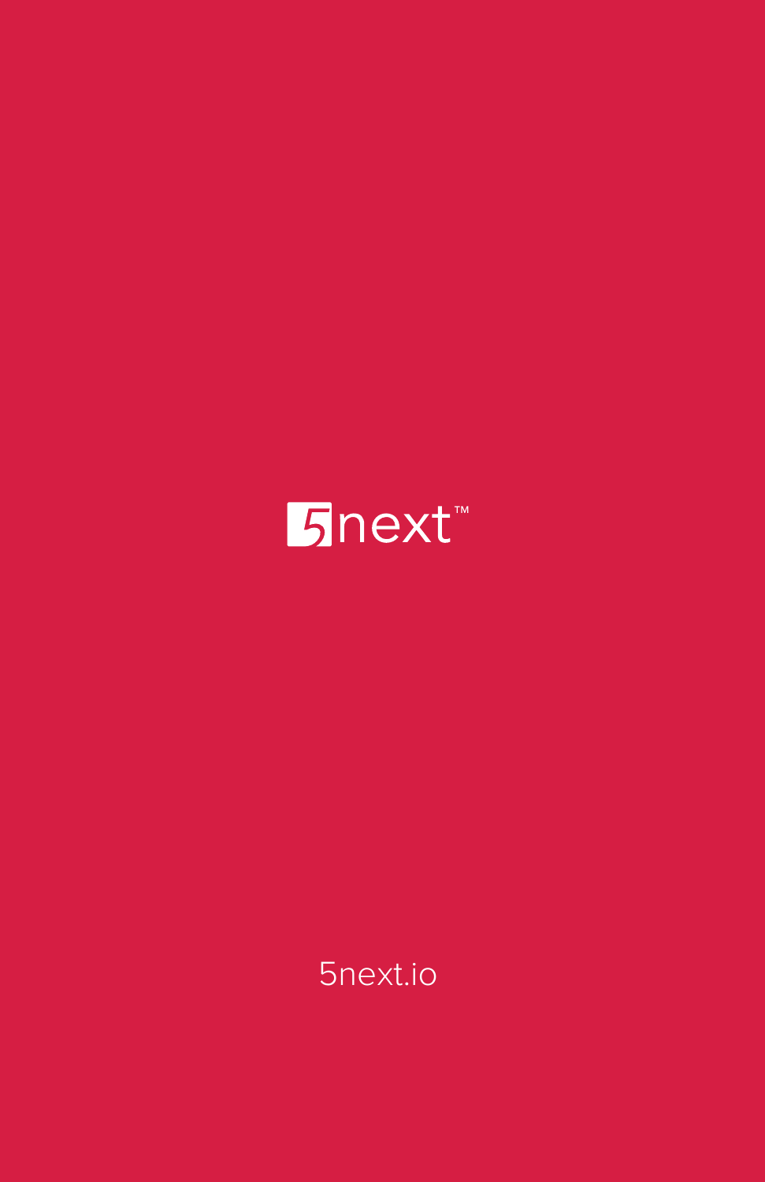5next™

5next.io